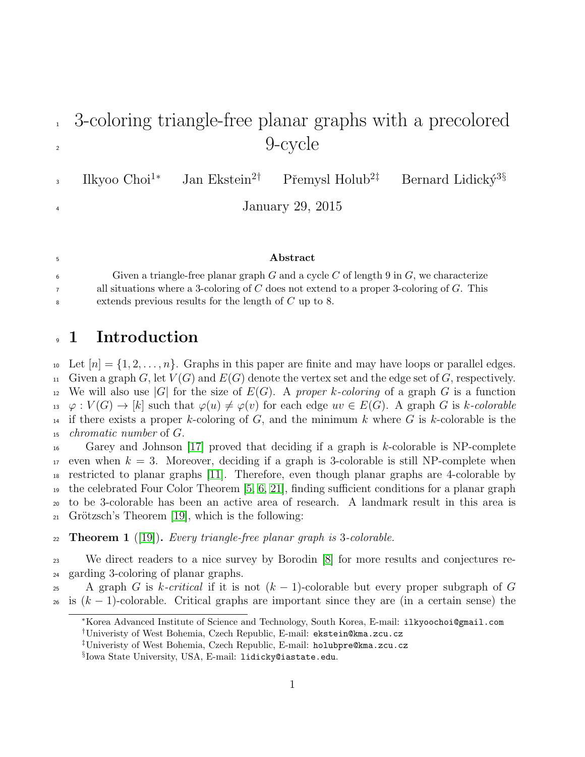# 3-coloring triangle-free planar graphs with a precolored 9-cycle

Ilkyoo Choi[1*] Jan Ekstein[2†] Přemysl Holub[2‡] Bernard Lidický[3§]

January 29, 2015

### Abstract

Given a triangle-free planar graph $G$ and a cycle $C$ of length 9 in $G$, we characterize all situations where a 3-coloring of $C$ does not extend to a proper 3-coloring of $G$. This extends previous results for the length of $C$ up to 8.

## 1 Introduction

Let $[n] = \{1, 2, \ldots, n\}$. Graphs in this paper are finite and may have loops or parallel edges. Given a graph $G$, let $V(G)$ and $E(G)$ denote the vertex set and the edge set of $G$, respectively. We will also use $|G|$ for the size of $E(G)$. A *proper $k$-coloring* of a graph $G$ is a function $\varphi : V(G) \to [k]$ such that $\varphi(u) \neq \varphi(v)$ for each edge $uv \in E(G)$. A graph $G$ is *$k$-colorable* if there exists a proper $k$-coloring of $G$, and the minimum $k$ where $G$ is $k$-colorable is the *chromatic number* of $G$.

Garey and Johnson [17] proved that deciding if a graph is $k$-colorable is NP-complete even when $k = 3$. Moreover, deciding if a graph is 3-colorable is still NP-complete when restricted to planar graphs [11]. Therefore, even though planar graphs are 4-colorable by the celebrated Four Color Theorem [5, 6, 21], finding sufficient conditions for a planar graph to be 3-colorable has been an active area of research. A landmark result in this area is Grötzsch's Theorem [19], which is the following:

**Theorem 1** ([19])**.** *Every triangle-free planar graph is 3-colorable.*

We direct readers to a nice survey by Borodin [8] for more results and conjectures regarding 3-coloring of planar graphs.

A graph $G$ is *$k$-critical* if it is not $(k-1)$-colorable but every proper subgraph of $G$ is $(k-1)$-colorable. Critical graphs are important since they are (in a certain sense) the

---

*Korea Advanced Institute of Science and Technology, South Korea, E-mail: ilkyoochoi@gmail.com

†Univeristy of West Bohemia, Czech Republic, E-mail: ekstein@kma.zcu.cz

‡Univeristy of West Bohemia, Czech Republic, E-mail: holubpre@kma.zcu.cz

§Iowa State University, USA, E-mail: lidicky@iastate.edu.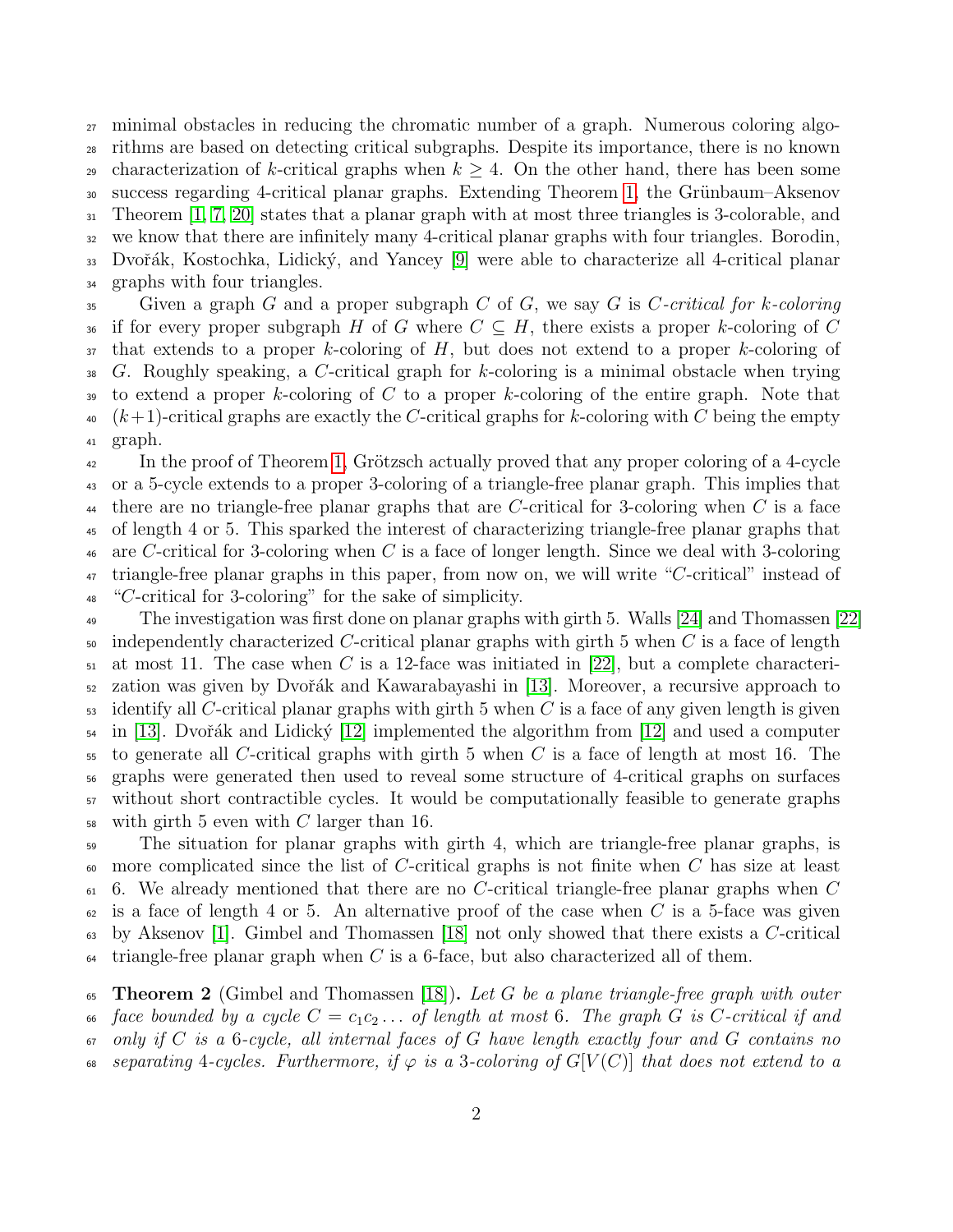minimal obstacles in reducing the chromatic number of a graph. Numerous coloring algorithms are based on detecting critical subgraphs. Despite its importance, there is no known characterization of $k$-critical graphs when $k \geq 4$. On the other hand, there has been some success regarding 4-critical planar graphs. Extending Theorem 1, the Grünbaum–Aksenov Theorem [1, 7, 20] states that a planar graph with at most three triangles is 3-colorable, and we know that there are infinitely many 4-critical planar graphs with four triangles. Borodin, Dvořák, Kostochka, Lidický, and Yancey [9] were able to characterize all 4-critical planar graphs with four triangles.

Given a graph $G$ and a proper subgraph $C$ of $G$, we say $G$ is *$C$-critical for $k$-coloring* if for every proper subgraph $H$ of $G$ where $C \subseteq H$, there exists a proper $k$-coloring of $C$ that extends to a proper $k$-coloring of $H$, but does not extend to a proper $k$-coloring of $G$. Roughly speaking, a $C$-critical graph for $k$-coloring is a minimal obstacle when trying to extend a proper $k$-coloring of $C$ to a proper $k$-coloring of the entire graph. Note that $(k+1)$-critical graphs are exactly the $C$-critical graphs for $k$-coloring with $C$ being the empty graph.

In the proof of Theorem 1, Grötzsch actually proved that any proper coloring of a 4-cycle or a 5-cycle extends to a proper 3-coloring of a triangle-free planar graph. This implies that there are no triangle-free planar graphs that are $C$-critical for 3-coloring when $C$ is a face of length 4 or 5. This sparked the interest of characterizing triangle-free planar graphs that are $C$-critical for 3-coloring when $C$ is a face of longer length. Since we deal with 3-coloring triangle-free planar graphs in this paper, from now on, we will write "$C$-critical" instead of "$C$-critical for 3-coloring" for the sake of simplicity.

The investigation was first done on planar graphs with girth 5. Walls [24] and Thomassen [22] independently characterized $C$-critical planar graphs with girth 5 when $C$ is a face of length at most 11. The case when $C$ is a 12-face was initiated in [22], but a complete characterization was given by Dvořák and Kawarabayashi in [13]. Moreover, a recursive approach to identify all $C$-critical planar graphs with girth 5 when $C$ is a face of any given length is given in [13]. Dvořák and Lidický [12] implemented the algorithm from [12] and used a computer to generate all $C$-critical graphs with girth 5 when $C$ is a face of length at most 16. The graphs were generated then used to reveal some structure of 4-critical graphs on surfaces without short contractible cycles. It would be computationally feasible to generate graphs with girth 5 even with $C$ larger than 16.

The situation for planar graphs with girth 4, which are triangle-free planar graphs, is more complicated since the list of $C$-critical graphs is not finite when $C$ has size at least 6. We already mentioned that there are no $C$-critical triangle-free planar graphs when $C$ is a face of length 4 or 5. An alternative proof of the case when $C$ is a 5-face was given by Aksenov [1]. Gimbel and Thomassen [18] not only showed that there exists a $C$-critical triangle-free planar graph when $C$ is a 6-face, but also characterized all of them.

**Theorem 2** (Gimbel and Thomassen [18]). *Let $G$ be a plane triangle-free graph with outer face bounded by a cycle $C = c_1c_2\dots$ of length at most 6. The graph $G$ is $C$-critical if and only if $C$ is a 6-cycle, all internal faces of $G$ have length exactly four and $G$ contains no separating 4-cycles. Furthermore, if $\varphi$ is a 3-coloring of $G[V(C)]$ that does not extend to a*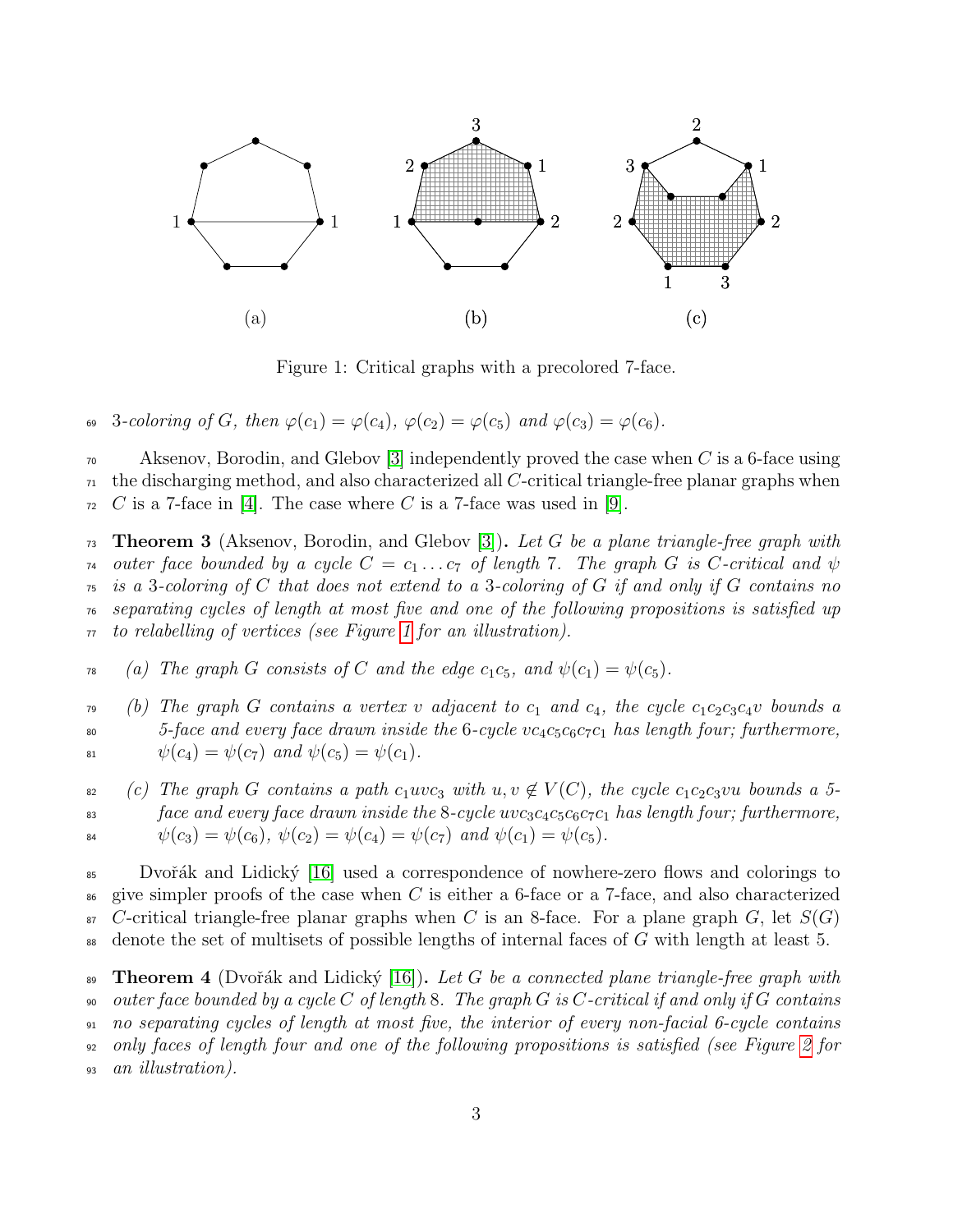Figure 1: Critical graphs with a precolored 7-face.

*3-coloring of G, then $\varphi(c_1) = \varphi(c_4)$, $\varphi(c_2) = \varphi(c_5)$ and $\varphi(c_3) = \varphi(c_6)$.*

Aksenov, Borodin, and Glebov [3] independently proved the case when $C$ is a 6-face using the discharging method, and also characterized all $C$-critical triangle-free planar graphs when $C$ is a 7-face in [4]. The case where $C$ is a 7-face was used in [9].

**Theorem 3** (Aksenov, Borodin, and Glebov [3])**.** *Let $G$ be a plane triangle-free graph with outer face bounded by a cycle $C = c_1 \dots c_7$ of length 7. The graph $G$ is $C$-critical and $\psi$ is a 3-coloring of $C$ that does not extend to a 3-coloring of $G$ if and only if $G$ contains no separating cycles of length at most five and one of the following propositions is satisfied up to relabelling of vertices (see Figure 1 for an illustration).*

- *(a) The graph $G$ consists of $C$ and the edge $c_1c_5$, and $\psi(c_1) = \psi(c_5)$.*
- *(b) The graph $G$ contains a vertex $v$ adjacent to $c_1$ and $c_4$, the cycle $c_1c_2c_3c_4v$ bounds a 5-face and every face drawn inside the 6-cycle $vc_4c_5c_6c_7c_1$ has length four; furthermore, $\psi(c_4) = \psi(c_7)$ and $\psi(c_5) = \psi(c_1)$.*
- *(c) The graph $G$ contains a path $c_1uvc_3$ with $u, v \notin V(C)$, the cycle $c_1c_2c_3vu$ bounds a 5-face and every face drawn inside the 8-cycle $uvc_3c_4c_5c_6c_7c_1$ has length four; furthermore, $\psi(c_3) = \psi(c_6)$, $\psi(c_2) = \psi(c_4) = \psi(c_7)$ and $\psi(c_1) = \psi(c_5)$.*

Dvořák and Lidický [16] used a correspondence of nowhere-zero flows and colorings to give simpler proofs of the case when $C$ is either a 6-face or a 7-face, and also characterized $C$-critical triangle-free planar graphs when $C$ is an 8-face. For a plane graph $G$, let $S(G)$ denote the set of multisets of possible lengths of internal faces of $G$ with length at least 5.

**Theorem 4** (Dvořák and Lidický [16])**.** *Let $G$ be a connected plane triangle-free graph with outer face bounded by a cycle $C$ of length 8. The graph $G$ is $C$-critical if and only if $G$ contains no separating cycles of length at most five, the interior of every non-facial 6-cycle contains only faces of length four and one of the following propositions is satisfied (see Figure 2 for an illustration).*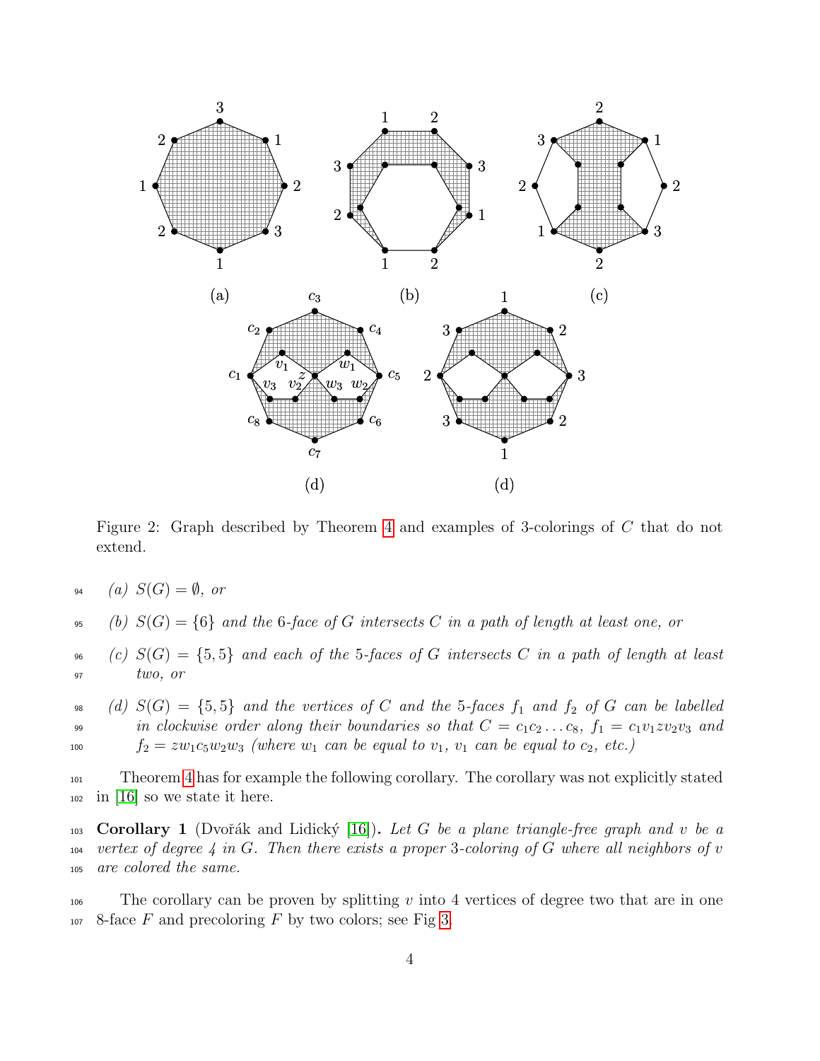Figure 2: Graph described by Theorem 4 and examples of 3-colorings of $C$ that do not extend.

*(a) $S(G) = \emptyset$, or*

*(b) $S(G) = \{6\}$ and the 6-face of $G$ intersects $C$ in a path of length at least one, or*

*(c) $S(G) = \{5, 5\}$ and each of the 5-faces of $G$ intersects $C$ in a path of length at least two, or*

*(d) $S(G) = \{5, 5\}$ and the vertices of $C$ and the 5-faces $f_1$ and $f_2$ of $G$ can be labelled in clockwise order along their boundaries so that $C = c_1c_2 \dots c_8$, $f_1 = c_1v_1zv_2v_3$ and $f_2 = zw_1c_5w_2w_3$ (where $w_1$ can be equal to $v_1$, $v_1$ can be equal to $c_2$, etc.)*

Theorem 4 has for example the following corollary. The corollary was not explicitly stated in [16] so we state it here.

**Corollary 1** (Dvořák and Lidický [16])**.** *Let $G$ be a plane triangle-free graph and $v$ be a vertex of degree 4 in $G$. Then there exists a proper 3-coloring of $G$ where all neighbors of $v$ are colored the same.*

The corollary can be proven by splitting $v$ into 4 vertices of degree two that are in one 8-face $F$ and precoloring $F$ by two colors; see Fig 3.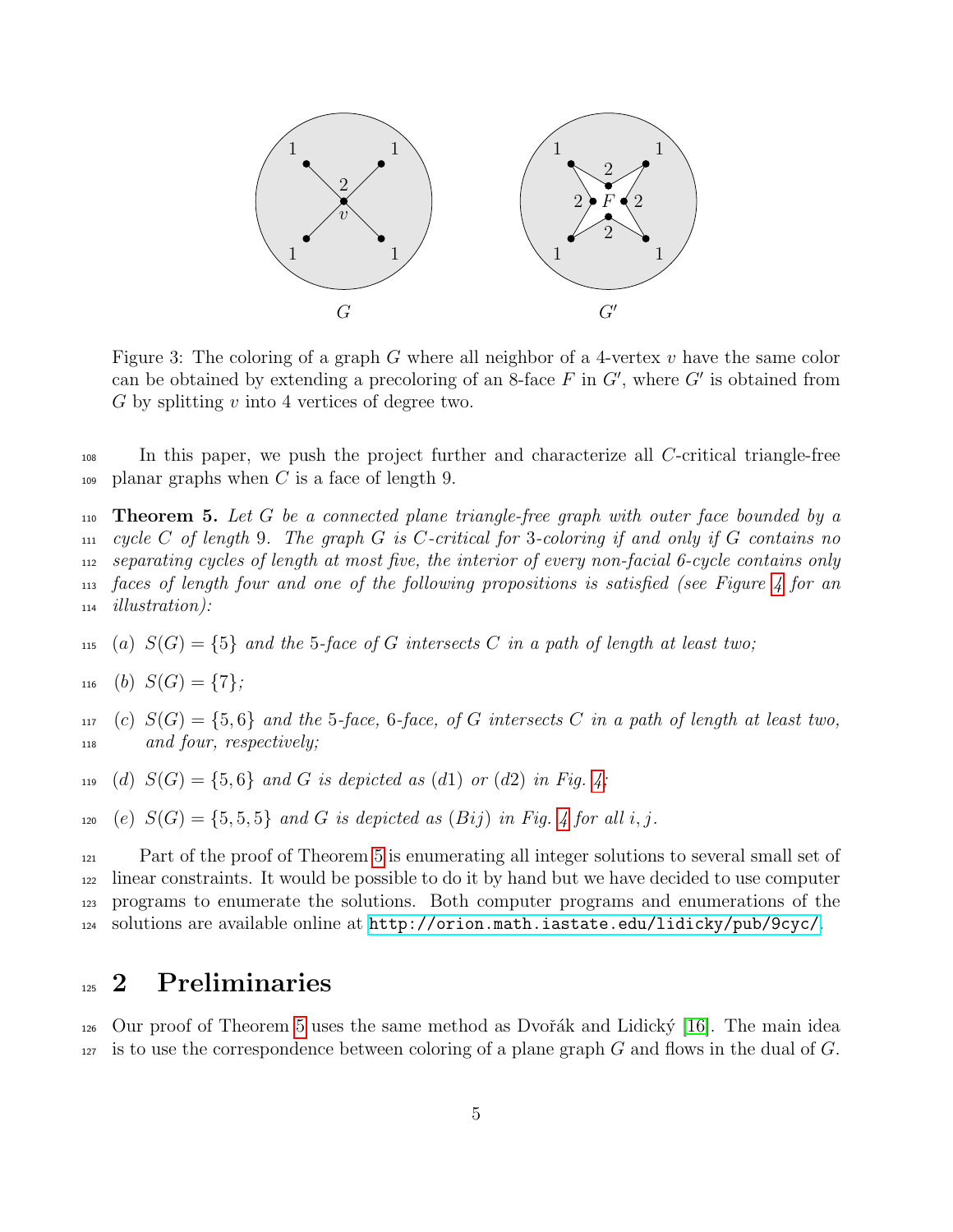Figure 3: The coloring of a graph $G$ where all neighbor of a 4-vertex $v$ have the same color can be obtained by extending a precoloring of an 8-face $F$ in $G'$, where $G'$ is obtained from $G$ by splitting $v$ into 4 vertices of degree two.

In this paper, we push the project further and characterize all $C$-critical triangle-free planar graphs when $C$ is a face of length 9.

**Theorem 5.** *Let $G$ be a connected plane triangle-free graph with outer face bounded by a cycle $C$ of length 9. The graph $G$ is $C$-critical for 3-coloring if and only if $G$ contains no separating cycles of length at most five, the interior of every non-facial 6-cycle contains only faces of length four and one of the following propositions is satisfied (see Figure 4 for an illustration):*

- *(a) $S(G) = \{5\}$ and the 5-face of $G$ intersects $C$ in a path of length at least two;*
- *(b) $S(G) = \{7\}$;*
- *(c) $S(G) = \{5, 6\}$ and the 5-face, 6-face, of $G$ intersects $C$ in a path of length at least two, and four, respectively;*
- *(d) $S(G) = \{5, 6\}$ and $G$ is depicted as (d1) or (d2) in Fig. 4;*
- *(e) $S(G) = \{5, 5, 5\}$ and $G$ is depicted as $(Bij)$ in Fig. 4 for all $i, j$.*

Part of the proof of Theorem 5 is enumerating all integer solutions to several small set of linear constraints. It would be possible to do it by hand but we have decided to use computer programs to enumerate the solutions. Both computer programs and enumerations of the solutions are available online at `http://orion.math.iastate.edu/lidicky/pub/9cyc/`.

## 2 Preliminaries

Our proof of Theorem 5 uses the same method as Dvořák and Lidický [16]. The main idea is to use the correspondence between coloring of a plane graph $G$ and flows in the dual of $G$.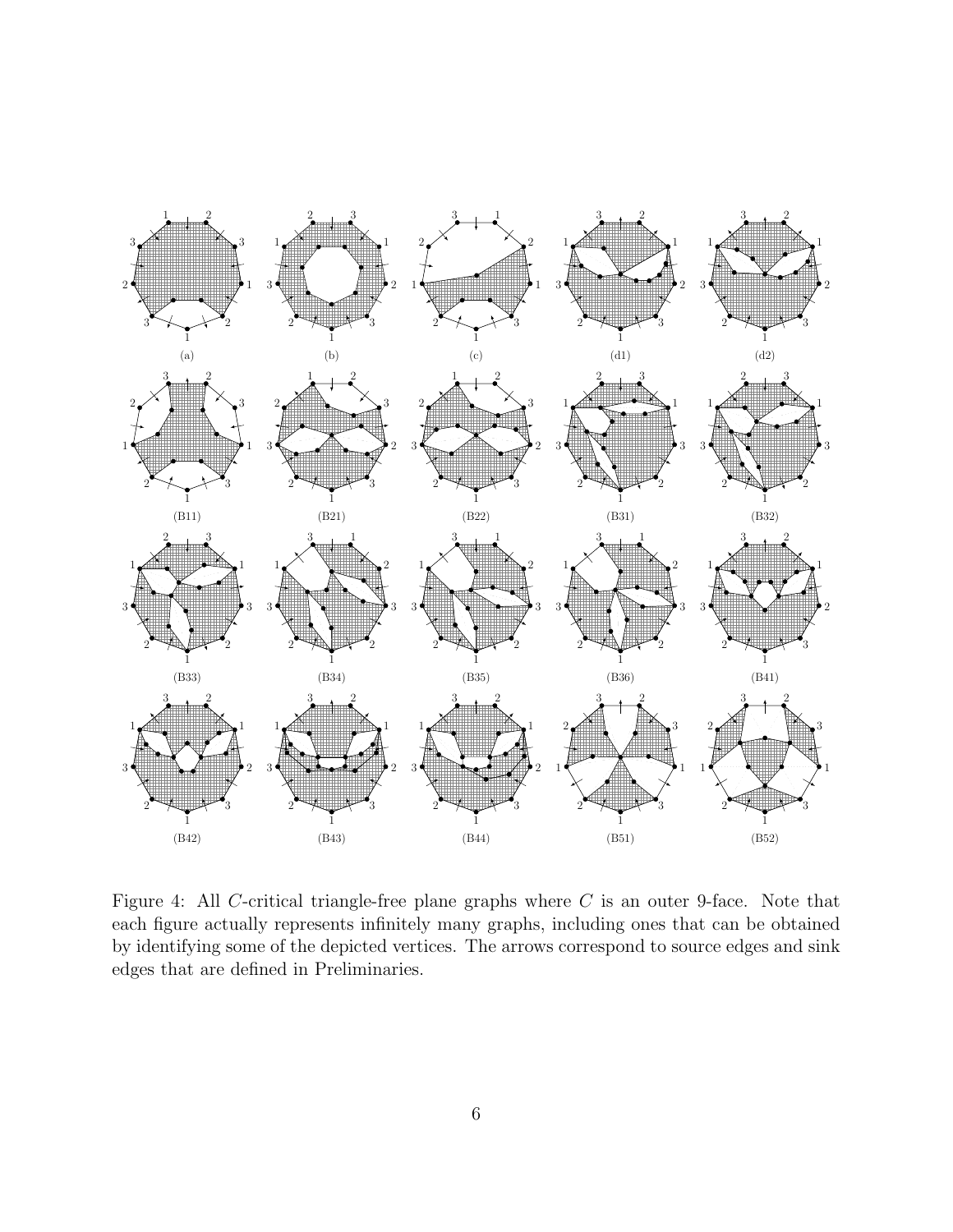Figure 4: All $C$-critical triangle-free plane graphs where $C$ is an outer 9-face. Note that each figure actually represents infinitely many graphs, including ones that can be obtained by identifying some of the depicted vertices. The arrows correspond to source edges and sink edges that are defined in Preliminaries.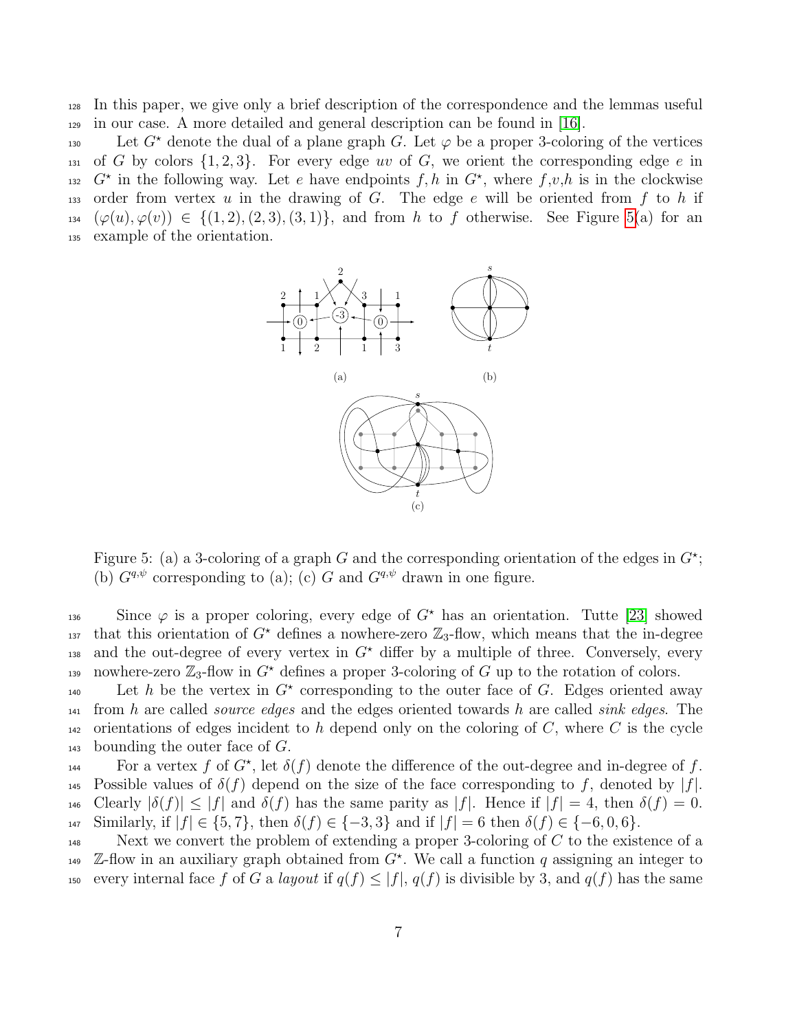In this paper, we give only a brief description of the correspondence and the lemmas useful in our case. A more detailed and general description can be found in [16].

Let $G^\star$ denote the dual of a plane graph $G$. Let $\varphi$ be a proper 3-coloring of the vertices of $G$ by colors $\{1, 2, 3\}$. For every edge $uv$ of $G$, we orient the corresponding edge $e$ in $G^\star$ in the following way. Let $e$ have endpoints $f, h$ in $G^\star$, where $f$,$v$,$h$ is in the clockwise order from vertex $u$ in the drawing of $G$. The edge $e$ will be oriented from $f$ to $h$ if $(\varphi(u), \varphi(v)) \in \{(1, 2), (2, 3), (3, 1)\}$, and from $h$ to $f$ otherwise. See Figure 5(a) for an example of the orientation.

Figure 5: (a) a 3-coloring of a graph $G$ and the corresponding orientation of the edges in $G^\star$; (b) $G^{q,\psi}$ corresponding to (a); (c) $G$ and $G^{q,\psi}$ drawn in one figure.

Since $\varphi$ is a proper coloring, every edge of $G^\star$ has an orientation. Tutte [23] showed that this orientation of $G^\star$ defines a nowhere-zero $\mathbb{Z}_3$-flow, which means that the in-degree and the out-degree of every vertex in $G^\star$ differ by a multiple of three. Conversely, every nowhere-zero $\mathbb{Z}_3$-flow in $G^\star$ defines a proper 3-coloring of $G$ up to the rotation of colors.

Let $h$ be the vertex in $G^\star$ corresponding to the outer face of $G$. Edges oriented away from $h$ are called *source edges* and the edges oriented towards $h$ are called *sink edges*. The orientations of edges incident to $h$ depend only on the coloring of $C$, where $C$ is the cycle bounding the outer face of $G$.

For a vertex $f$ of $G^\star$, let $\delta(f)$ denote the difference of the out-degree and in-degree of $f$. Possible values of $\delta(f)$ depend on the size of the face corresponding to $f$, denoted by $|f|$. Clearly $|\delta(f)| \leq |f|$ and $\delta(f)$ has the same parity as $|f|$. Hence if $|f| = 4$, then $\delta(f) = 0$. Similarly, if $|f| \in \{5, 7\}$, then $\delta(f) \in \{-3, 3\}$ and if $|f| = 6$ then $\delta(f) \in \{-6, 0, 6\}$.

Next we convert the problem of extending a proper 3-coloring of $C$ to the existence of a $\mathbb{Z}$-flow in an auxiliary graph obtained from $G^\star$. We call a function $q$ assigning an integer to every internal face $f$ of $G$ a *layout* if $q(f) \leq |f|$, $q(f)$ is divisible by 3, and $q(f)$ has the same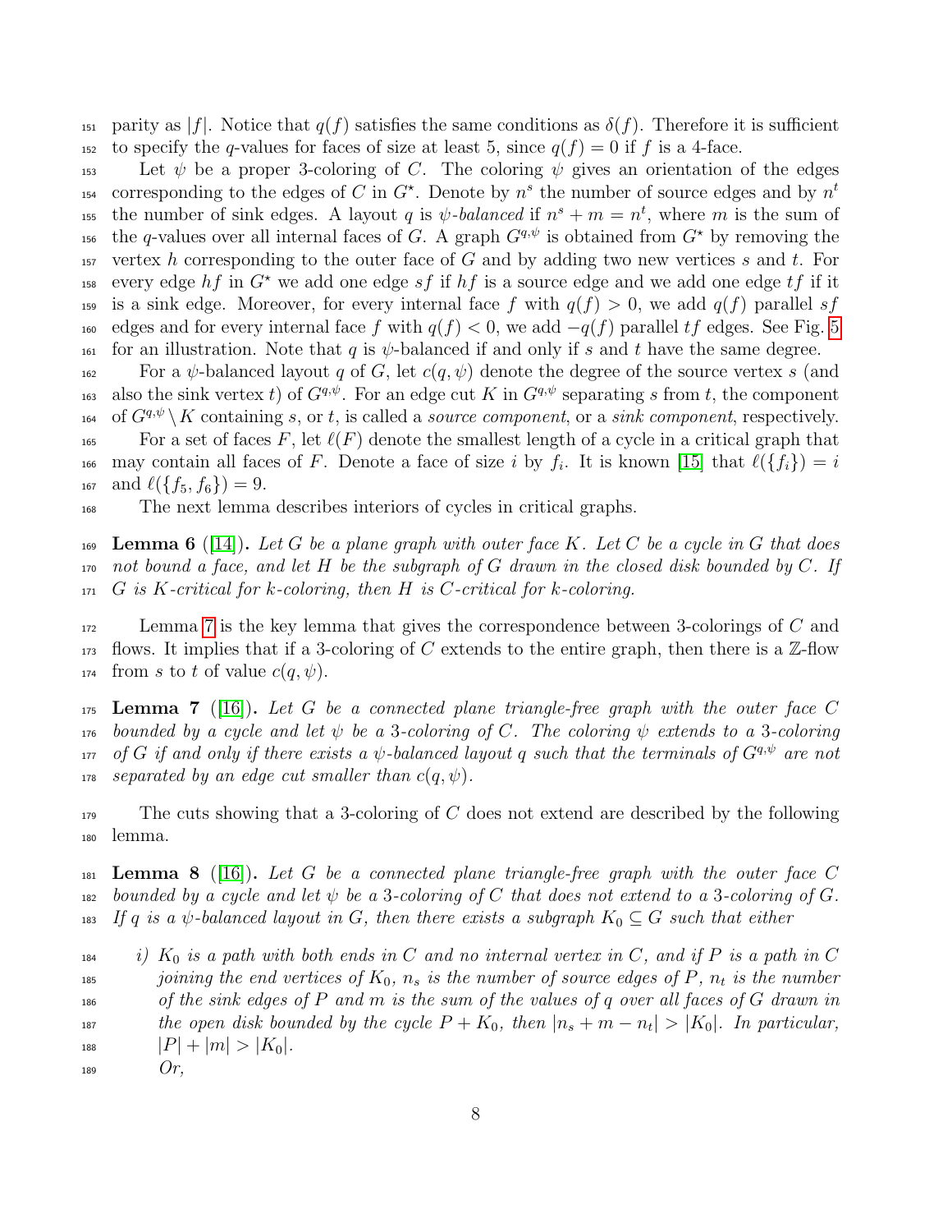parity as $|f|$. Notice that $q(f)$ satisfies the same conditions as $\delta(f)$. Therefore it is sufficient to specify the $q$-values for faces of size at least 5, since $q(f) = 0$ if $f$ is a 4-face.

Let $\psi$ be a proper 3-coloring of $C$. The coloring $\psi$ gives an orientation of the edges corresponding to the edges of $C$ in $G^\star$. Denote by $n^s$ the number of source edges and by $n^t$ the number of sink edges. A layout $q$ is *$\psi$-balanced* if $n^s + m = n^t$, where $m$ is the sum of the $q$-values over all internal faces of $G$. A graph $G^{q,\psi}$ is obtained from $G^\star$ by removing the vertex $h$ corresponding to the outer face of $G$ and by adding two new vertices $s$ and $t$. For every edge $hf$ in $G^\star$ we add one edge $sf$ if $hf$ is a source edge and we add one edge $tf$ if it is a sink edge. Moreover, for every internal face $f$ with $q(f) > 0$, we add $q(f)$ parallel $sf$ edges and for every internal face $f$ with $q(f) < 0$, we add $-q(f)$ parallel $tf$ edges. See Fig. 5 for an illustration. Note that $q$ is $\psi$-balanced if and only if $s$ and $t$ have the same degree.

For a $\psi$-balanced layout $q$ of $G$, let $c(q, \psi)$ denote the degree of the source vertex $s$ (and also the sink vertex $t$) of $G^{q,\psi}$. For an edge cut $K$ in $G^{q,\psi}$ separating $s$ from $t$, the component of $G^{q,\psi} \setminus K$ containing $s$, or $t$, is called a *source component*, or a *sink component*, respectively.

For a set of faces $F$, let $\ell(F)$ denote the smallest length of a cycle in a critical graph that may contain all faces of $F$. Denote a face of size $i$ by $f_i$. It is known [15] that $\ell(\{f_i\}) = i$ and $\ell(\{f_5, f_6\}) = 9$.

The next lemma describes interiors of cycles in critical graphs.

**Lemma 6** ([14])**.** *Let $G$ be a plane graph with outer face $K$. Let $C$ be a cycle in $G$ that does not bound a face, and let $H$ be the subgraph of $G$ drawn in the closed disk bounded by $C$. If $G$ is $K$-critical for $k$-coloring, then $H$ is $C$-critical for $k$-coloring.*

Lemma 7 is the key lemma that gives the correspondence between 3-colorings of $C$ and flows. It implies that if a 3-coloring of $C$ extends to the entire graph, then there is a $\mathbb{Z}$-flow from $s$ to $t$ of value $c(q, \psi)$.

**Lemma 7** ([16])**.** *Let $G$ be a connected plane triangle-free graph with the outer face $C$ bounded by a cycle and let $\psi$ be a 3-coloring of $C$. The coloring $\psi$ extends to a 3-coloring of $G$ if and only if there exists a $\psi$-balanced layout $q$ such that the terminals of $G^{q,\psi}$ are not separated by an edge cut smaller than $c(q, \psi)$.*

The cuts showing that a 3-coloring of $C$ does not extend are described by the following lemma.

**Lemma 8** ([16])**.** *Let $G$ be a connected plane triangle-free graph with the outer face $C$ bounded by a cycle and let $\psi$ be a 3-coloring of $C$ that does not extend to a 3-coloring of $G$. If $q$ is a $\psi$-balanced layout in $G$, then there exists a subgraph $K_0 \subseteq G$ such that either*

*i) $K_0$ is a path with both ends in $C$ and no internal vertex in $C$, and if $P$ is a path in $C$ joining the end vertices of $K_0$, $n_s$ is the number of source edges of $P$, $n_t$ is the number of the sink edges of $P$ and $m$ is the sum of the values of $q$ over all faces of $G$ drawn in the open disk bounded by the cycle $P + K_0$, then $|n_s + m - n_t| > |K_0|$. In particular, $|P| + |m| > |K_0|$.*
*Or,*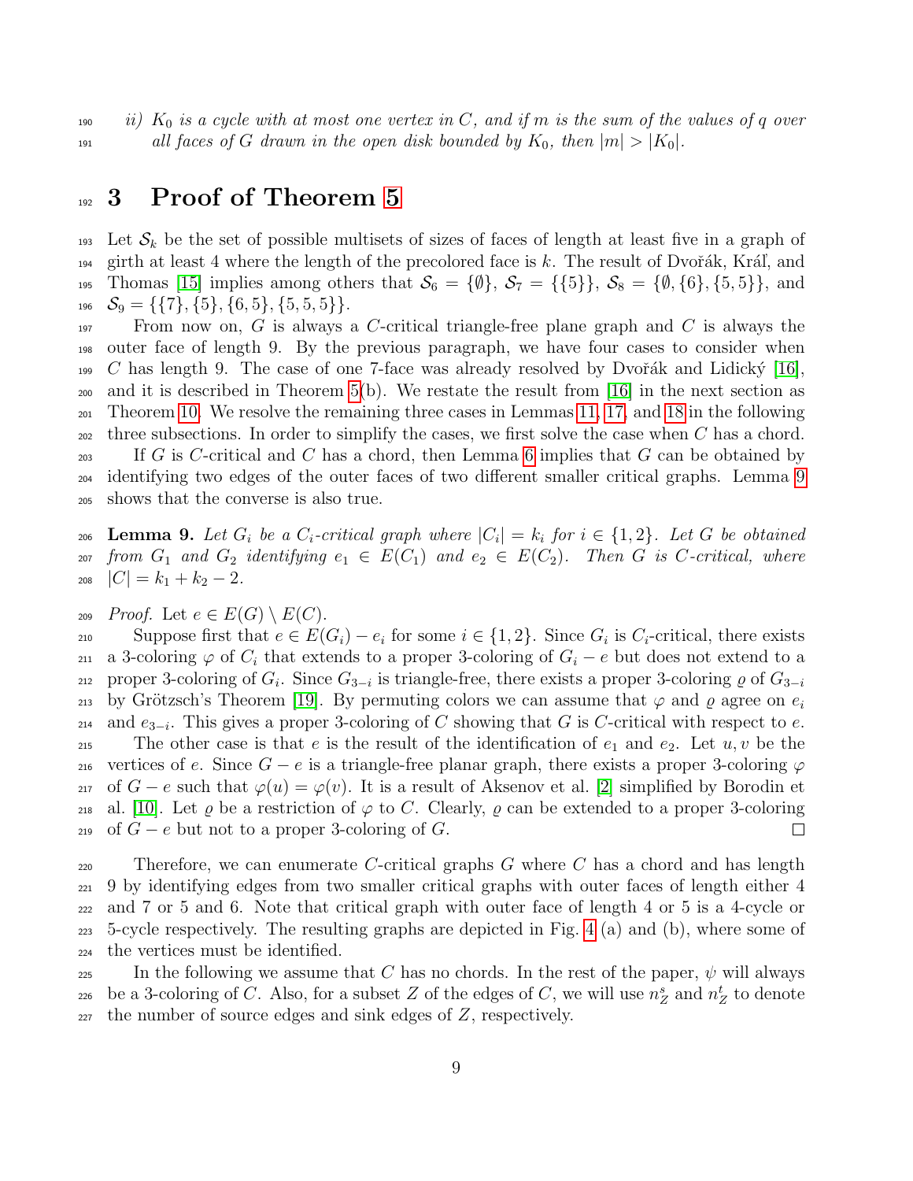*ii) $K_0$ is a cycle with at most one vertex in $C$, and if $m$ is the sum of the values of $q$ over all faces of $G$ drawn in the open disk bounded by $K_0$, then $|m| > |K_0|$.*

# 3 Proof of Theorem 5

Let $\mathcal{S}_k$ be the set of possible multisets of sizes of faces of length at least five in a graph of girth at least 4 where the length of the precolored face is $k$. The result of Dvořák, Král', and Thomas [15] implies among others that $\mathcal{S}_6 = \{\emptyset\}$, $\mathcal{S}_7 = \{\{5\}\}$, $\mathcal{S}_8 = \{\emptyset, \{6\}, \{5, 5\}\}$, and $\mathcal{S}_9 = \{\{7\}, \{5\}, \{6, 5\}, \{5, 5, 5\}\}$.

From now on, $G$ is always a $C$-critical triangle-free plane graph and $C$ is always the outer face of length 9. By the previous paragraph, we have four cases to consider when $C$ has length 9. The case of one 7-face was already resolved by Dvořák and Lidický [16], and it is described in Theorem 5(b). We restate the result from [16] in the next section as Theorem 10. We resolve the remaining three cases in Lemmas 11, 17, and 18 in the following three subsections. In order to simplify the cases, we first solve the case when $C$ has a chord.

If $G$ is $C$-critical and $C$ has a chord, then Lemma 6 implies that $G$ can be obtained by identifying two edges of the outer faces of two different smaller critical graphs. Lemma 9 shows that the converse is also true.

**Lemma 9.** *Let $G_i$ be a $C_i$-critical graph where $|C_i| = k_i$ for $i \in \{1, 2\}$. Let $G$ be obtained from $G_1$ and $G_2$ identifying $e_1 \in E(C_1)$ and $e_2 \in E(C_2)$. Then $G$ is $C$-critical, where $|C| = k_1 + k_2 - 2$.*

*Proof.* Let $e \in E(G) \setminus E(C)$.

Suppose first that $e \in E(G_i) - e_i$ for some $i \in \{1, 2\}$. Since $G_i$ is $C_i$-critical, there exists a 3-coloring $\varphi$ of $C_i$ that extends to a proper 3-coloring of $G_i - e$ but does not extend to a proper 3-coloring of $G_i$. Since $G_{3-i}$ is triangle-free, there exists a proper 3-coloring $\varrho$ of $G_{3-i}$ by Grötzsch's Theorem [19]. By permuting colors we can assume that $\varphi$ and $\varrho$ agree on $e_i$ and $e_{3-i}$. This gives a proper 3-coloring of $C$ showing that $G$ is $C$-critical with respect to $e$.

The other case is that $e$ is the result of the identification of $e_1$ and $e_2$. Let $u, v$ be the vertices of $e$. Since $G - e$ is a triangle-free planar graph, there exists a proper 3-coloring $\varphi$ of $G - e$ such that $\varphi(u) = \varphi(v)$. It is a result of Aksenov et al. [2] simplified by Borodin et al. [10]. Let $\varrho$ be a restriction of $\varphi$ to $C$. Clearly, $\varrho$ can be extended to a proper 3-coloring of $G - e$ but not to a proper 3-coloring of $G$. □

Therefore, we can enumerate $C$-critical graphs $G$ where $C$ has a chord and has length 9 by identifying edges from two smaller critical graphs with outer faces of length either 4 and 7 or 5 and 6. Note that critical graph with outer face of length 4 or 5 is a 4-cycle or 5-cycle respectively. The resulting graphs are depicted in Fig. 4 (a) and (b), where some of the vertices must be identified.

In the following we assume that $C$ has no chords. In the rest of the paper, $\psi$ will always be a 3-coloring of $C$. Also, for a subset $Z$ of the edges of $C$, we will use $n^s_Z$ and $n^t_Z$ to denote the number of source edges and sink edges of $Z$, respectively.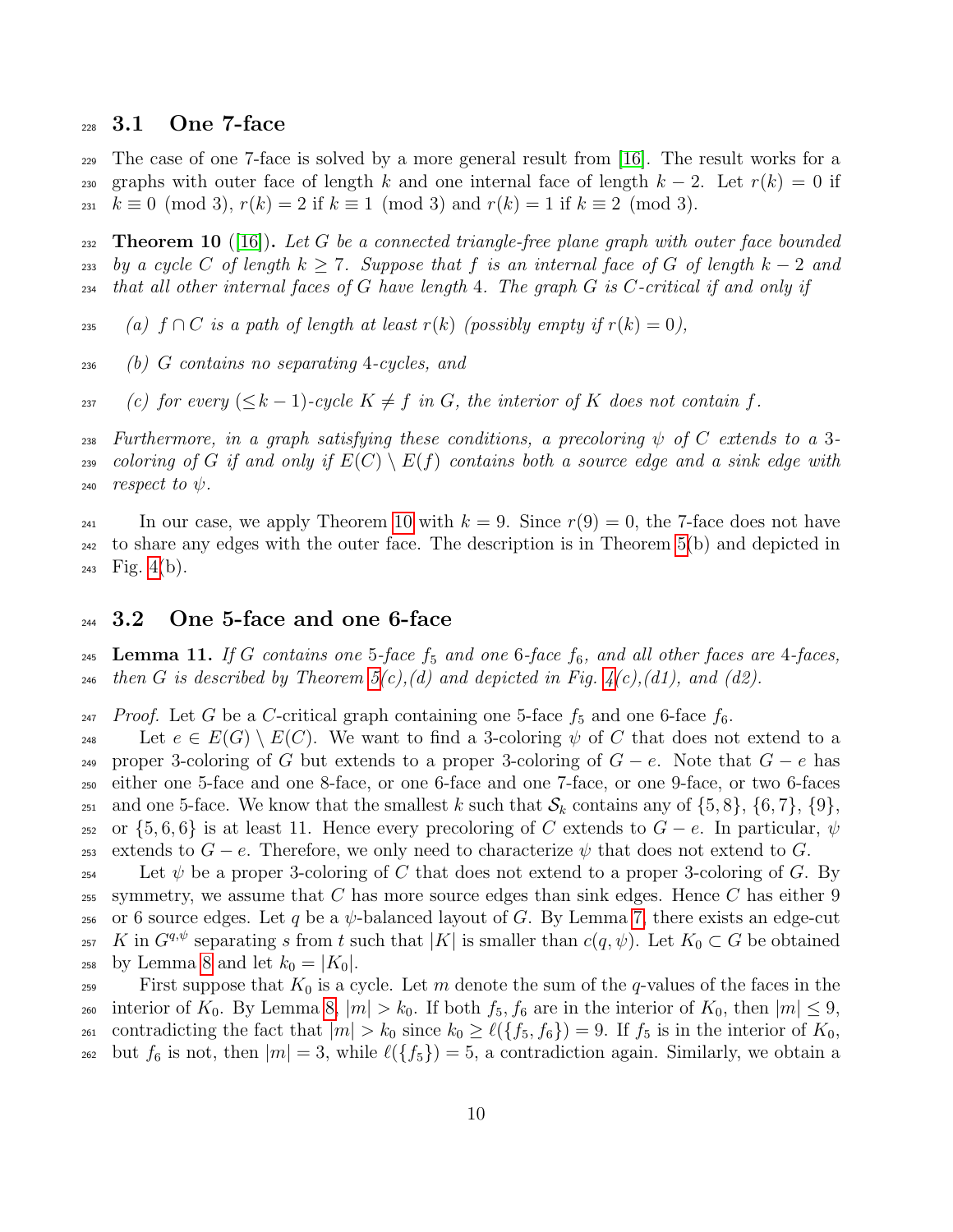## 3.1 One 7-face

The case of one 7-face is solved by a more general result from [16]. The result works for a graphs with outer face of length $k$ and one internal face of length $k-2$. Let $r(k) = 0$ if $k \equiv 0 \pmod 3$, $r(k) = 2$ if $k \equiv 1 \pmod 3$ and $r(k) = 1$ if $k \equiv 2 \pmod 3$.

**Theorem 10** ([16]). *Let $G$ be a connected triangle-free plane graph with outer face bounded by a cycle $C$ of length $k \geq 7$. Suppose that $f$ is an internal face of $G$ of length $k-2$ and that all other internal faces of $G$ have length 4. The graph $G$ is $C$-critical if and only if*

- *(a) $f \cap C$ is a path of length at least $r(k)$ (possibly empty if $r(k) = 0$),*
- *(b) $G$ contains no separating 4-cycles, and*
- *(c) for every $(\leq k-1)$-cycle $K \neq f$ in $G$, the interior of $K$ does not contain $f$.*

*Furthermore, in a graph satisfying these conditions, a precoloring $\psi$ of $C$ extends to a 3-coloring of $G$ if and only if $E(C) \setminus E(f)$ contains both a source edge and a sink edge with respect to $\psi$.*

In our case, we apply Theorem 10 with $k = 9$. Since $r(9) = 0$, the 7-face does not have to share any edges with the outer face. The description is in Theorem 5(b) and depicted in Fig. 4(b).

## 3.2 One 5-face and one 6-face

**Lemma 11.** *If $G$ contains one 5-face $f_5$ and one 6-face $f_6$, and all other faces are 4-faces, then $G$ is described by Theorem 5(c),(d) and depicted in Fig. 4(c),(d1), and (d2).*

*Proof.* Let $G$ be a $C$-critical graph containing one 5-face $f_5$ and one 6-face $f_6$.

Let $e \in E(G) \setminus E(C)$. We want to find a 3-coloring $\psi$ of $C$ that does not extend to a proper 3-coloring of $G$ but extends to a proper 3-coloring of $G - e$. Note that $G - e$ has either one 5-face and one 8-face, or one 6-face and one 7-face, or one 9-face, or two 6-faces and one 5-face. We know that the smallest $k$ such that $\mathcal{S}_k$ contains any of $\{5, 8\}$, $\{6, 7\}$, $\{9\}$, or $\{5, 6, 6\}$ is at least 11. Hence every precoloring of $C$ extends to $G - e$. In particular, $\psi$ extends to $G - e$. Therefore, we only need to characterize $\psi$ that does not extend to $G$.

Let $\psi$ be a proper 3-coloring of $C$ that does not extend to a proper 3-coloring of $G$. By symmetry, we assume that $C$ has more source edges than sink edges. Hence $C$ has either 9 or 6 source edges. Let $q$ be a $\psi$-balanced layout of $G$. By Lemma 7, there exists an edge-cut $K$ in $G^{q,\psi}$ separating $s$ from $t$ such that $|K|$ is smaller than $c(q, \psi)$. Let $K_0 \subset G$ be obtained by Lemma 8 and let $k_0 = |K_0|$.

First suppose that $K_0$ is a cycle. Let $m$ denote the sum of the $q$-values of the faces in the interior of $K_0$. By Lemma 8, $|m| > k_0$. If both $f_5, f_6$ are in the interior of $K_0$, then $|m| \leq 9$, contradicting the fact that $|m| > k_0$ since $k_0 \geq \ell(\{f_5, f_6\}) = 9$. If $f_5$ is in the interior of $K_0$, but $f_6$ is not, then $|m| = 3$, while $\ell(\{f_5\}) = 5$, a contradiction again. Similarly, we obtain a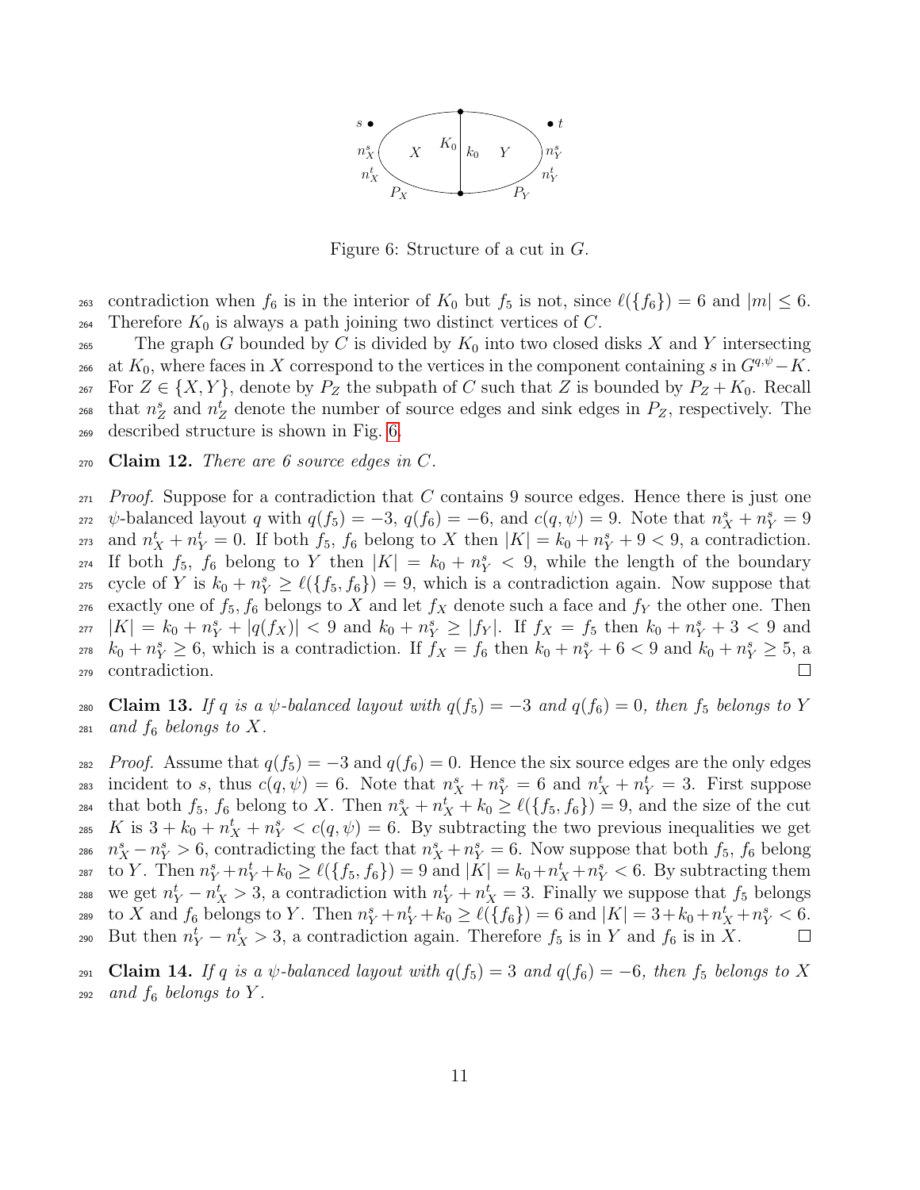Figure 6: Structure of a cut in $G$.

contradiction when $f_6$ is in the interior of $K_0$ but $f_5$ is not, since $\ell(\{f_6\}) = 6$ and $|m| \leq 6$. Therefore $K_0$ is always a path joining two distinct vertices of $C$.

The graph $G$ bounded by $C$ is divided by $K_0$ into two closed disks $X$ and $Y$ intersecting at $K_0$, where faces in $X$ correspond to the vertices in the component containing $s$ in $G^{q,\psi} - K$. For $Z \in \{X, Y\}$, denote by $P_Z$ the subpath of $C$ such that $Z$ is bounded by $P_Z + K_0$. Recall that $n_Z^s$ and $n_Z^t$ denote the number of source edges and sink edges in $P_Z$, respectively. The described structure is shown in Fig. 6.

**Claim 12.** *There are 6 source edges in $C$.*

*Proof.* Suppose for a contradiction that $C$ contains 9 source edges. Hence there is just one $\psi$-balanced layout $q$ with $q(f_5) = -3$, $q(f_6) = -6$, and $c(q, \psi) = 9$. Note that $n_X^s + n_Y^s = 9$ and $n_X^t + n_Y^t = 0$. If both $f_5$, $f_6$ belong to $X$ then $|K| = k_0 + n_Y^s + 9 < 9$, a contradiction. If both $f_5$, $f_6$ belong to $Y$ then $|K| = k_0 + n_Y^s < 9$, while the length of the boundary cycle of $Y$ is $k_0 + n_Y^s \geq \ell(\{f_5, f_6\}) = 9$, which is a contradiction again. Now suppose that exactly one of $f_5, f_6$ belongs to $X$ and let $f_X$ denote such a face and $f_Y$ the other one. Then $|K| = k_0 + n_Y^s + |q(f_X)| < 9$ and $k_0 + n_Y^s \geq |f_Y|$. If $f_X = f_5$ then $k_0 + n_Y^s + 3 < 9$ and $k_0 + n_Y^s \geq 6$, which is a contradiction. If $f_X = f_6$ then $k_0 + n_Y^s + 6 < 9$ and $k_0 + n_Y^s \geq 5$, a contradiction. $\square$

**Claim 13.** *If $q$ is a $\psi$-balanced layout with $q(f_5) = -3$ and $q(f_6) = 0$, then $f_5$ belongs to $Y$ and $f_6$ belongs to $X$.*

*Proof.* Assume that $q(f_5) = -3$ and $q(f_6) = 0$. Hence the six source edges are the only edges incident to $s$, thus $c(q, \psi) = 6$. Note that $n_X^s + n_Y^s = 6$ and $n_X^t + n_Y^t = 3$. First suppose that both $f_5$, $f_6$ belong to $X$. Then $n_X^s + n_X^t + k_0 \geq \ell(\{f_5, f_6\}) = 9$, and the size of the cut $K$ is $3 + k_0 + n_X^t + n_Y^s < c(q, \psi) = 6$. By subtracting the two previous inequalities we get $n_X^s - n_Y^s > 6$, contradicting the fact that $n_X^s + n_Y^s = 6$. Now suppose that both $f_5$, $f_6$ belong to $Y$. Then $n_Y^s + n_Y^t + k_0 \geq \ell(\{f_5, f_6\}) = 9$ and $|K| = k_0 + n_X^t + n_Y^s < 6$. By subtracting them we get $n_Y^t - n_X^t > 3$, a contradiction with $n_Y^t + n_X^t = 3$. Finally we suppose that $f_5$ belongs to $X$ and $f_6$ belongs to $Y$. Then $n_Y^s + n_Y^t + k_0 \geq \ell(\{f_6\}) = 6$ and $|K| = 3 + k_0 + n_X^t + n_Y^s < 6$. But then $n_Y^t - n_X^t > 3$, a contradiction again. Therefore $f_5$ is in $Y$ and $f_6$ is in $X$. $\square$

**Claim 14.** *If $q$ is a $\psi$-balanced layout with $q(f_5) = 3$ and $q(f_6) = -6$, then $f_5$ belongs to $X$ and $f_6$ belongs to $Y$.*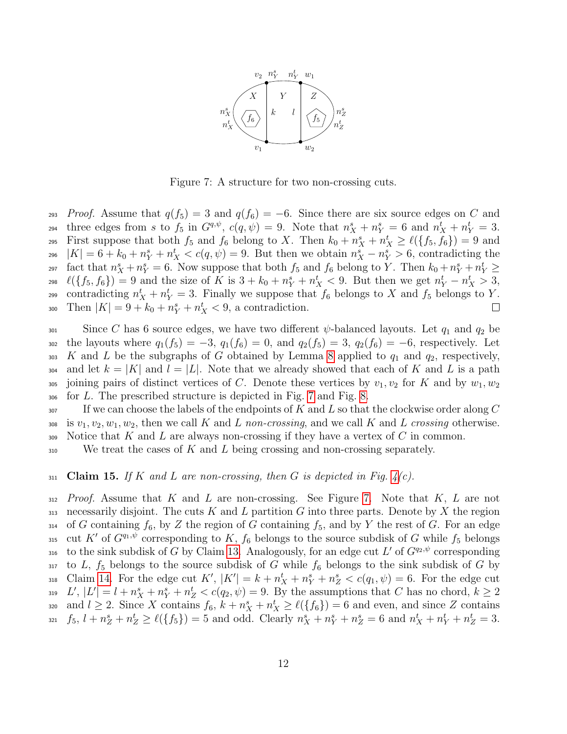Figure 7: A structure for two non-crossing cuts.

*Proof.* Assume that $q(f_5) = 3$ and $q(f_6) = -6$. Since there are six source edges on $C$ and three edges from $s$ to $f_5$ in $G^{q,\psi}$, $c(q,\psi) = 9$. Note that $n^s_X + n^s_Y = 6$ and $n^t_X + n^t_Y = 3$. First suppose that both $f_5$ and $f_6$ belong to $X$. Then $k_0 + n^s_X + n^t_X \geq \ell(\{f_5, f_6\}) = 9$ and $|K| = 6 + k_0 + n^s_Y + n^t_X < c(q,\psi) = 9$. But then we obtain $n^s_X - n^s_Y > 6$, contradicting the fact that $n^s_X + n^s_Y = 6$. Now suppose that both $f_5$ and $f_6$ belong to $Y$. Then $k_0 + n^s_Y + n^t_Y \geq \ell(\{f_5, f_6\}) = 9$ and the size of $K$ is $3 + k_0 + n^s_Y + n^t_X < 9$. But then we get $n^t_Y - n^t_X > 3$, contradicting $n^t_X + n^t_Y = 3$. Finally we suppose that $f_6$ belongs to $X$ and $f_5$ belongs to $Y$. Then $|K| = 9 + k_0 + n^s_Y + n^t_X < 9$, a contradiction. $\square$

Since $C$ has 6 source edges, we have two different $\psi$-balanced layouts. Let $q_1$ and $q_2$ be the layouts where $q_1(f_5) = -3$, $q_1(f_6) = 0$, and $q_2(f_5) = 3$, $q_2(f_6) = -6$, respectively. Let $K$ and $L$ be the subgraphs of $G$ obtained by Lemma 8 applied to $q_1$ and $q_2$, respectively, and let $k = |K|$ and $l = |L|$. Note that we already showed that each of $K$ and $L$ is a path joining pairs of distinct vertices of $C$. Denote these vertices by $v_1, v_2$ for $K$ and by $w_1, w_2$ for $L$. The prescribed structure is depicted in Fig. 7 and Fig. 8.

If we can choose the labels of the endpoints of $K$ and $L$ so that the clockwise order along $C$ is $v_1, v_2, w_1, w_2$, then we call $K$ and $L$ *non-crossing*, and we call $K$ and $L$ *crossing* otherwise. Notice that $K$ and $L$ are always non-crossing if they have a vertex of $C$ in common.

We treat the cases of $K$ and $L$ being crossing and non-crossing separately.

**Claim 15.** *If $K$ and $L$ are non-crossing, then $G$ is depicted in Fig. 4(c).*

*Proof.* Assume that $K$ and $L$ are non-crossing. See Figure 7. Note that $K$, $L$ are not necessarily disjoint. The cuts $K$ and $L$ partition $G$ into three parts. Denote by $X$ the region of $G$ containing $f_6$, by $Z$ the region of $G$ containing $f_5$, and by $Y$ the rest of $G$. For an edge cut $K'$ of $G^{q_1,\psi}$ corresponding to $K$, $f_6$ belongs to the source subdisk of $G$ while $f_5$ belongs to the sink subdisk of $G$ by Claim 13. Analogously, for an edge cut $L'$ of $G^{q_2,\psi}$ corresponding to $L$, $f_5$ belongs to the source subdisk of $G$ while $f_6$ belongs to the sink subdisk of $G$ by Claim 14. For the edge cut $K'$, $|K'| = k + n^t_X + n^s_Y + n^s_Z < c(q_1,\psi) = 6$. For the edge cut $L'$, $|L'| = l + n^s_X + n^s_Y + n^t_Z < c(q_2,\psi) = 9$. By the assumptions that $C$ has no chord, $k \geq 2$ and $l \geq 2$. Since $X$ contains $f_6$, $k + n^s_X + n^t_X \geq \ell(\{f_6\}) = 6$ and even, and since $Z$ contains $f_5$, $l + n^s_Z + n^t_Z \geq \ell(\{f_5\}) = 5$ and odd. Clearly $n^s_X + n^s_Y + n^s_Z = 6$ and $n^t_X + n^t_Y + n^t_Z = 3$.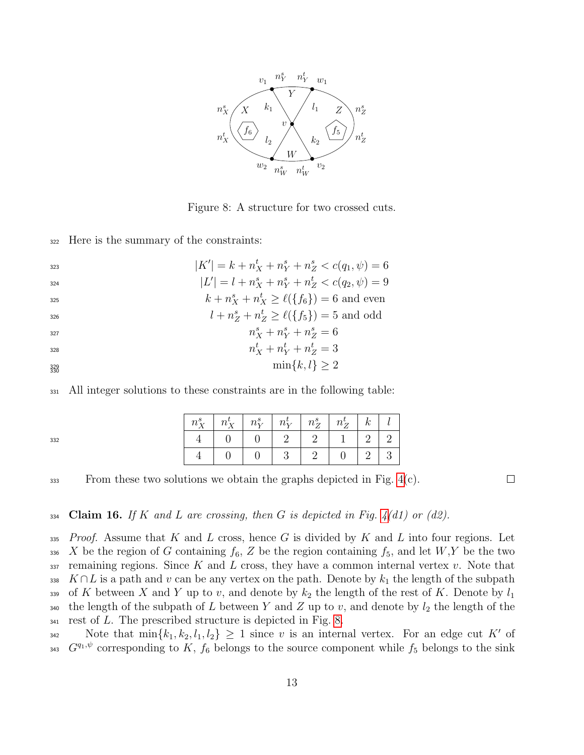Figure 8: A structure for two crossed cuts.

Here is the summary of the constraints:

$$|K'| = k + n_X^t + n_Y^s + n_Z^s < c(q_1, \psi) = 6$$
$$|L'| = l + n_X^s + n_Y^s + n_Z^t < c(q_2, \psi) = 9$$
$$k + n_X^s + n_X^t \geq \ell(\{f_6\}) = 6 \text{ and even}$$
$$l + n_Z^s + n_Z^t \geq \ell(\{f_5\}) = 5 \text{ and odd}$$
$$n_X^s + n_Y^s + n_Z^s = 6$$
$$n_X^t + n_Y^t + n_Z^t = 3$$
$$\min\{k, l\} \geq 2$$

All integer solutions to these constraints are in the following table:

| $n_X^s$ | $n_X^t$ | $n_Y^s$ | $n_Y^t$ | $n_Z^s$ | $n_Z^t$ | $k$ | $l$ |
|---|---|---|---|---|---|---|---|
| 4 | 0 | 0 | 2 | 2 | 1 | 2 | 2 |
| 4 | 0 | 0 | 3 | 2 | 0 | 2 | 3 |

From these two solutions we obtain the graphs depicted in Fig. 4(c). □

**Claim 16.** *If $K$ and $L$ are crossing, then $G$ is depicted in Fig. 4(d1) or (d2).*

*Proof.* Assume that $K$ and $L$ cross, hence $G$ is divided by $K$ and $L$ into four regions. Let $X$ be the region of $G$ containing $f_6$, $Z$ be the region containing $f_5$, and let $W$,$Y$ be the two remaining regions. Since $K$ and $L$ cross, they have a common internal vertex $v$. Note that $K \cap L$ is a path and $v$ can be any vertex on the path. Denote by $k_1$ the length of the subpath of $K$ between $X$ and $Y$ up to $v$, and denote by $k_2$ the length of the rest of $K$. Denote by $l_1$ the length of the subpath of $L$ between $Y$ and $Z$ up to $v$, and denote by $l_2$ the length of the rest of $L$. The prescribed structure is depicted in Fig. 8.

Note that $\min\{k_1, k_2, l_1, l_2\} \geq 1$ since $v$ is an internal vertex. For an edge cut $K'$ of $G^{q_1,\psi}$ corresponding to $K$, $f_6$ belongs to the source component while $f_5$ belongs to the sink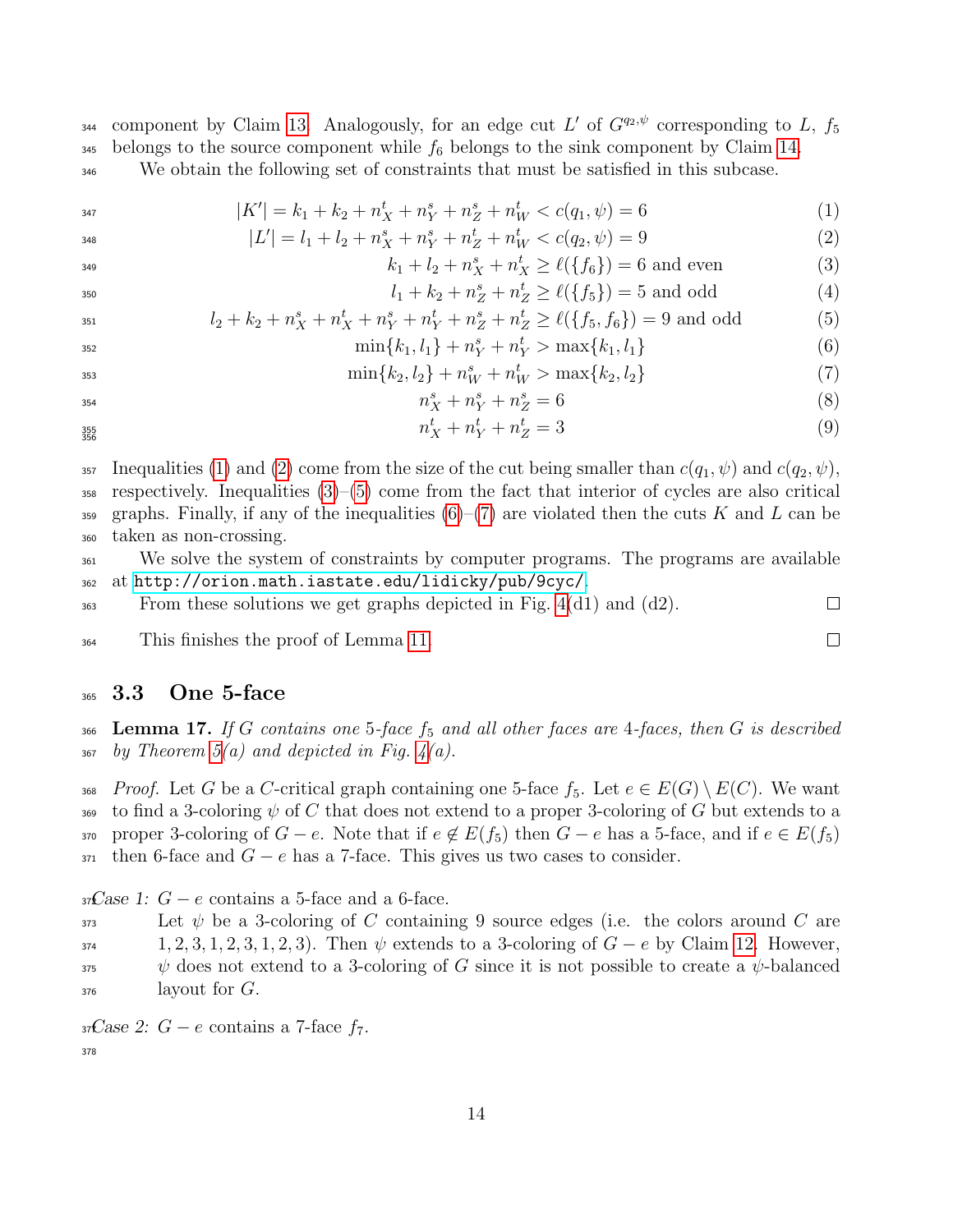component by Claim 13. Analogously, for an edge cut $L'$ of $G^{q_2,\psi}$ corresponding to $L$, $f_5$ belongs to the source component while $f_6$ belongs to the sink component by Claim 14.

We obtain the following set of constraints that must be satisfied in this subcase.

$$|K'| = k_1 + k_2 + n_X^t + n_Y^s + n_Z^s + n_W^t < c(q_1, \psi) = 6 \tag{1}$$

$$|L'| = l_1 + l_2 + n_X^s + n_Y^s + n_Z^t + n_W^t < c(q_2, \psi) = 9 \tag{2}$$

$$k_1 + l_2 + n_X^s + n_X^t \geq \ell(\{f_6\}) = 6 \text{ and even} \tag{3}$$

$$l_1 + k_2 + n_Z^s + n_Z^t \geq \ell(\{f_5\}) = 5 \text{ and odd} \tag{4}$$

$$l_2 + k_2 + n_X^s + n_X^t + n_Y^s + n_Y^t + n_Z^s + n_Z^t \geq \ell(\{f_5, f_6\}) = 9 \text{ and odd} \tag{5}$$

$$\min\{k_1, l_1\} + n_Y^s + n_Y^t > \max\{k_1, l_1\} \tag{6}$$

$$\min\{k_2, l_2\} + n_W^s + n_W^t > \max\{k_2, l_2\} \tag{7}$$

$$n_X^s + n_Y^s + n_Z^s = 6 \tag{8}$$

$$n_X^t + n_Y^t + n_Z^t = 3 \tag{9}$$

Inequalities (1) and (2) come from the size of the cut being smaller than $c(q_1, \psi)$ and $c(q_2, \psi)$, respectively. Inequalities (3)–(5) come from the fact that interior of cycles are also critical graphs. Finally, if any of the inequalities (6)–(7) are violated then the cuts $K$ and $L$ can be taken as non-crossing.

We solve the system of constraints by computer programs. The programs are available at http://orion.math.iastate.edu/lidicky/pub/9cyc/.

From these solutions we get graphs depicted in Fig. 4(d1) and (d2). □

This finishes the proof of Lemma 11. □

### 3.3 One 5-face

**Lemma 17.** *If $G$ contains one 5-face $f_5$ and all other faces are 4-faces, then $G$ is described by Theorem 5(a) and depicted in Fig. 4(a).*

*Proof.* Let $G$ be a $C$-critical graph containing one 5-face $f_5$. Let $e \in E(G) \setminus E(C)$. We want to find a 3-coloring $\psi$ of $C$ that does not extend to a proper 3-coloring of $G$ but extends to a proper 3-coloring of $G - e$. Note that if $e \notin E(f_5)$ then $G - e$ has a 5-face, and if $e \in E(f_5)$ then 6-face and $G - e$ has a 7-face. This gives us two cases to consider.

*Case 1: $G - e$ contains a 5-face and a 6-face.*

Let $\psi$ be a 3-coloring of $C$ containing 9 source edges (i.e. the colors around $C$ are $1, 2, 3, 1, 2, 3, 1, 2, 3$). Then $\psi$ extends to a 3-coloring of $G - e$ by Claim 12. However, $\psi$ does not extend to a 3-coloring of $G$ since it is not possible to create a $\psi$-balanced layout for $G$.

*Case 2: $G - e$ contains a 7-face $f_7$.*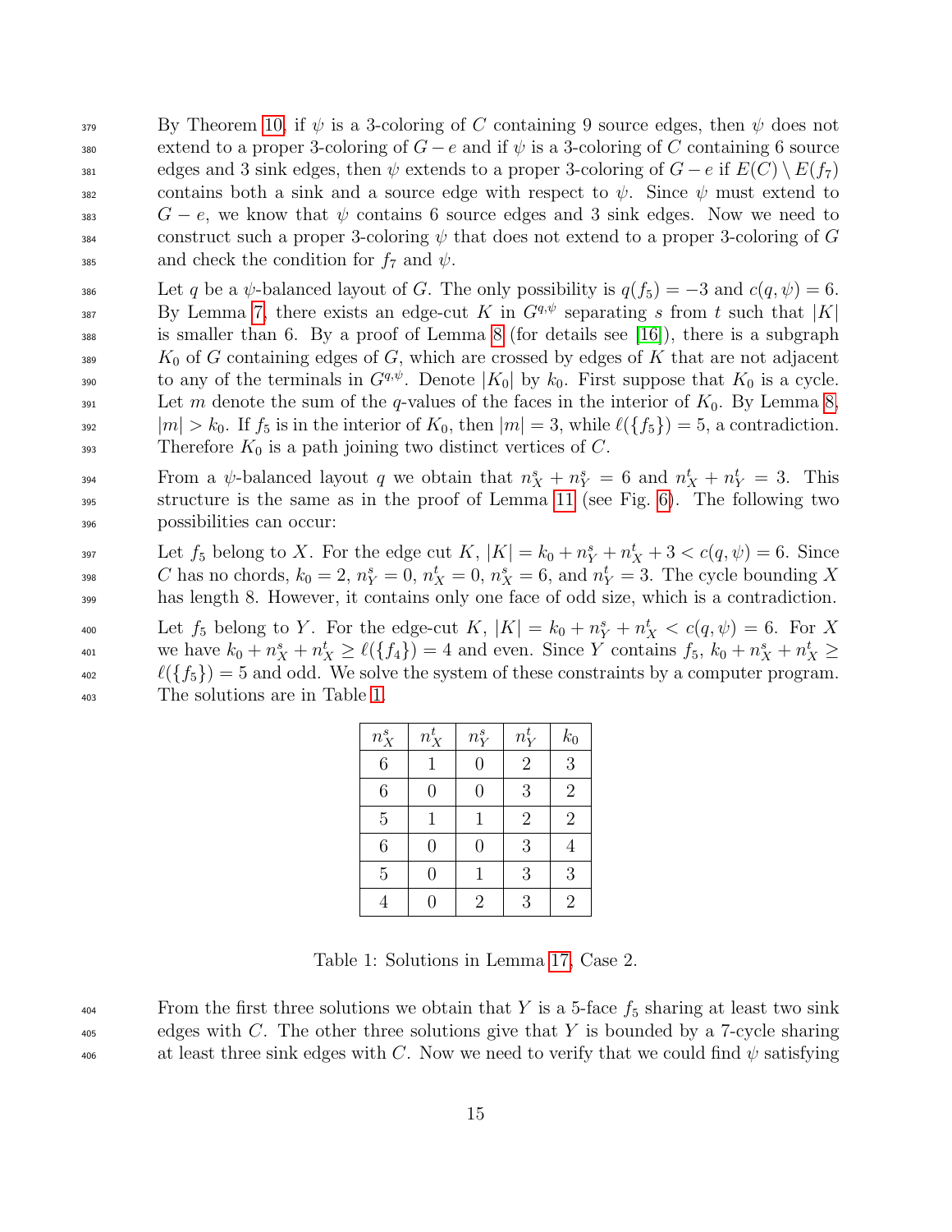By Theorem 10, if $\psi$ is a 3-coloring of $C$ containing 9 source edges, then $\psi$ does not extend to a proper 3-coloring of $G - e$ and if $\psi$ is a 3-coloring of $C$ containing 6 source edges and 3 sink edges, then $\psi$ extends to a proper 3-coloring of $G - e$ if $E(C) \setminus E(f_7)$ contains both a sink and a source edge with respect to $\psi$. Since $\psi$ must extend to $G - e$, we know that $\psi$ contains 6 source edges and 3 sink edges. Now we need to construct such a proper 3-coloring $\psi$ that does not extend to a proper 3-coloring of $G$ and check the condition for $f_7$ and $\psi$.

Let $q$ be a $\psi$-balanced layout of $G$. The only possibility is $q(f_5) = -3$ and $c(q, \psi) = 6$. By Lemma 7, there exists an edge-cut $K$ in $G^{q,\psi}$ separating $s$ from $t$ such that $|K|$ is smaller than 6. By a proof of Lemma 8 (for details see [16]), there is a subgraph $K_0$ of $G$ containing edges of $G$, which are crossed by edges of $K$ that are not adjacent to any of the terminals in $G^{q,\psi}$. Denote $|K_0|$ by $k_0$. First suppose that $K_0$ is a cycle. Let $m$ denote the sum of the $q$-values of the faces in the interior of $K_0$. By Lemma 8, $|m| > k_0$. If $f_5$ is in the interior of $K_0$, then $|m| = 3$, while $\ell(\{f_5\}) = 5$, a contradiction. Therefore $K_0$ is a path joining two distinct vertices of $C$.

From a $\psi$-balanced layout $q$ we obtain that $n^s_X + n^s_Y = 6$ and $n^t_X + n^t_Y = 3$. This structure is the same as in the proof of Lemma 11 (see Fig. 6). The following two possibilities can occur:

Let $f_5$ belong to $X$. For the edge cut $K$, $|K| = k_0 + n^s_Y + n^t_X + 3 < c(q, \psi) = 6$. Since $C$ has no chords, $k_0 = 2$, $n^s_Y = 0$, $n^t_X = 0$, $n^s_X = 6$, and $n^t_Y = 3$. The cycle bounding $X$ has length 8. However, it contains only one face of odd size, which is a contradiction.

Let $f_5$ belong to $Y$. For the edge-cut $K$, $|K| = k_0 + n^s_Y + n^t_X < c(q, \psi) = 6$. For $X$ we have $k_0 + n^s_X + n^t_X \geq \ell(\{f_4\}) = 4$ and even. Since $Y$ contains $f_5$, $k_0 + n^s_X + n^t_X \geq \ell(\{f_5\}) = 5$ and odd. We solve the system of these constraints by a computer program. The solutions are in Table 1.

| $n^s_X$ | $n^t_X$ | $n^s_Y$ | $n^t_Y$ | $k_0$ |
|---|---|---|---|---|
| 6 | 1 | 0 | 2 | 3 |
| 6 | 0 | 0 | 3 | 2 |
| 5 | 1 | 1 | 2 | 2 |
| 6 | 0 | 0 | 3 | 4 |
| 5 | 0 | 1 | 3 | 3 |
| 4 | 0 | 2 | 3 | 2 |

Table 1: Solutions in Lemma 17, Case 2.

From the first three solutions we obtain that $Y$ is a 5-face $f_5$ sharing at least two sink edges with $C$. The other three solutions give that $Y$ is bounded by a 7-cycle sharing at least three sink edges with $C$. Now we need to verify that we could find $\psi$ satisfying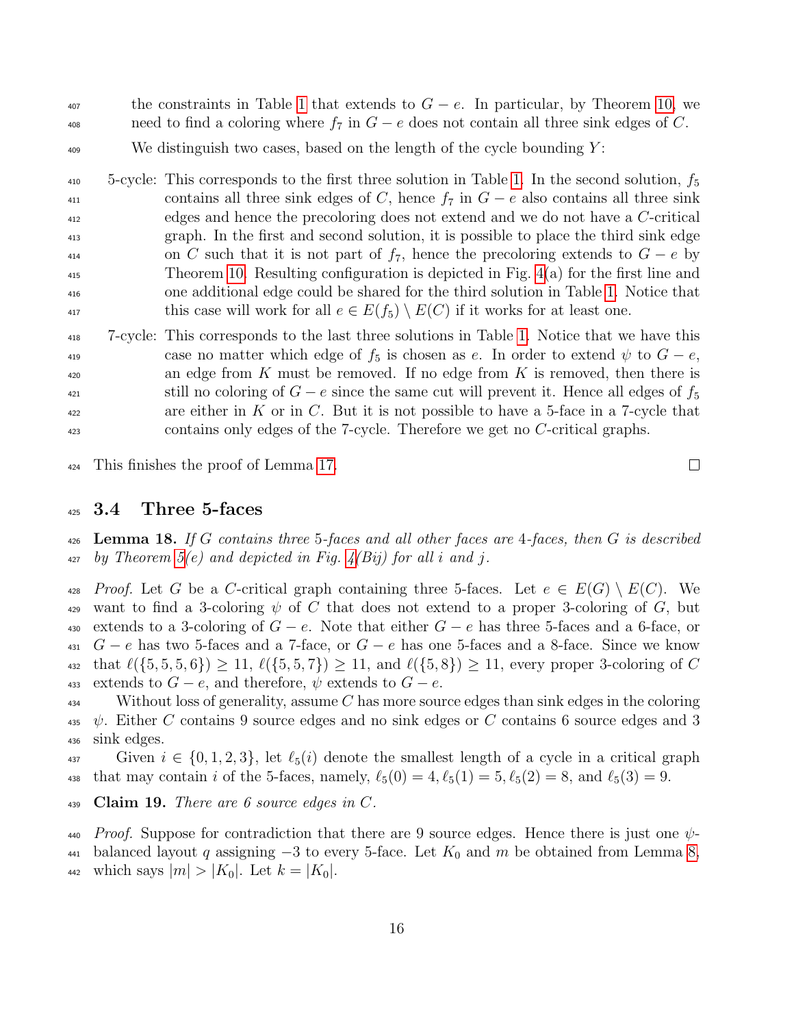the constraints in Table 1 that extends to $G - e$. In particular, by Theorem 10, we need to find a coloring where $f_7$ in $G - e$ does not contain all three sink edges of $C$.

We distinguish two cases, based on the length of the cycle bounding $Y$:

5-cycle: This corresponds to the first three solution in Table 1. In the second solution, $f_5$ contains all three sink edges of $C$, hence $f_7$ in $G - e$ also contains all three sink edges and hence the precoloring does not extend and we do not have a $C$-critical graph. In the first and second solution, it is possible to place the third sink edge on $C$ such that it is not part of $f_7$, hence the precoloring extends to $G - e$ by Theorem 10. Resulting configuration is depicted in Fig. 4(a) for the first line and one additional edge could be shared for the third solution in Table 1. Notice that this case will work for all $e \in E(f_5) \setminus E(C)$ if it works for at least one.

7-cycle: This corresponds to the last three solutions in Table 1. Notice that we have this case no matter which edge of $f_5$ is chosen as $e$. In order to extend $\psi$ to $G - e$, an edge from $K$ must be removed. If no edge from $K$ is removed, then there is still no coloring of $G - e$ since the same cut will prevent it. Hence all edges of $f_5$ are either in $K$ or in $C$. But it is not possible to have a 5-face in a 7-cycle that contains only edges of the 7-cycle. Therefore we get no $C$-critical graphs.

This finishes the proof of Lemma 17. □

### 3.4 Three 5-faces

**Lemma 18.** *If $G$ contains three 5-faces and all other faces are 4-faces, then $G$ is described by Theorem 5(e) and depicted in Fig. 4(Bij) for all $i$ and $j$.*

*Proof.* Let $G$ be a $C$-critical graph containing three 5-faces. Let $e \in E(G) \setminus E(C)$. We want to find a 3-coloring $\psi$ of $C$ that does not extend to a proper 3-coloring of $G$, but extends to a 3-coloring of $G - e$. Note that either $G - e$ has three 5-faces and a 6-face, or $G - e$ has two 5-faces and a 7-face, or $G - e$ has one 5-faces and a 8-face. Since we know that $\ell(\{5, 5, 5, 6\}) \geq 11$, $\ell(\{5, 5, 7\}) \geq 11$, and $\ell(\{5, 8\}) \geq 11$, every proper 3-coloring of $C$ extends to $G - e$, and therefore, $\psi$ extends to $G - e$.

Without loss of generality, assume $C$ has more source edges than sink edges in the coloring $\psi$. Either $C$ contains 9 source edges and no sink edges or $C$ contains 6 source edges and 3 sink edges.

Given $i \in \{0, 1, 2, 3\}$, let $\ell_5(i)$ denote the smallest length of a cycle in a critical graph that may contain $i$ of the 5-faces, namely, $\ell_5(0) = 4, \ell_5(1) = 5, \ell_5(2) = 8$, and $\ell_5(3) = 9$.

**Claim 19.** *There are 6 source edges in $C$.*

*Proof.* Suppose for contradiction that there are 9 source edges. Hence there is just one $\psi$-balanced layout $q$ assigning $-3$ to every 5-face. Let $K_0$ and $m$ be obtained from Lemma 8, which says $|m| > |K_0|$. Let $k = |K_0|$.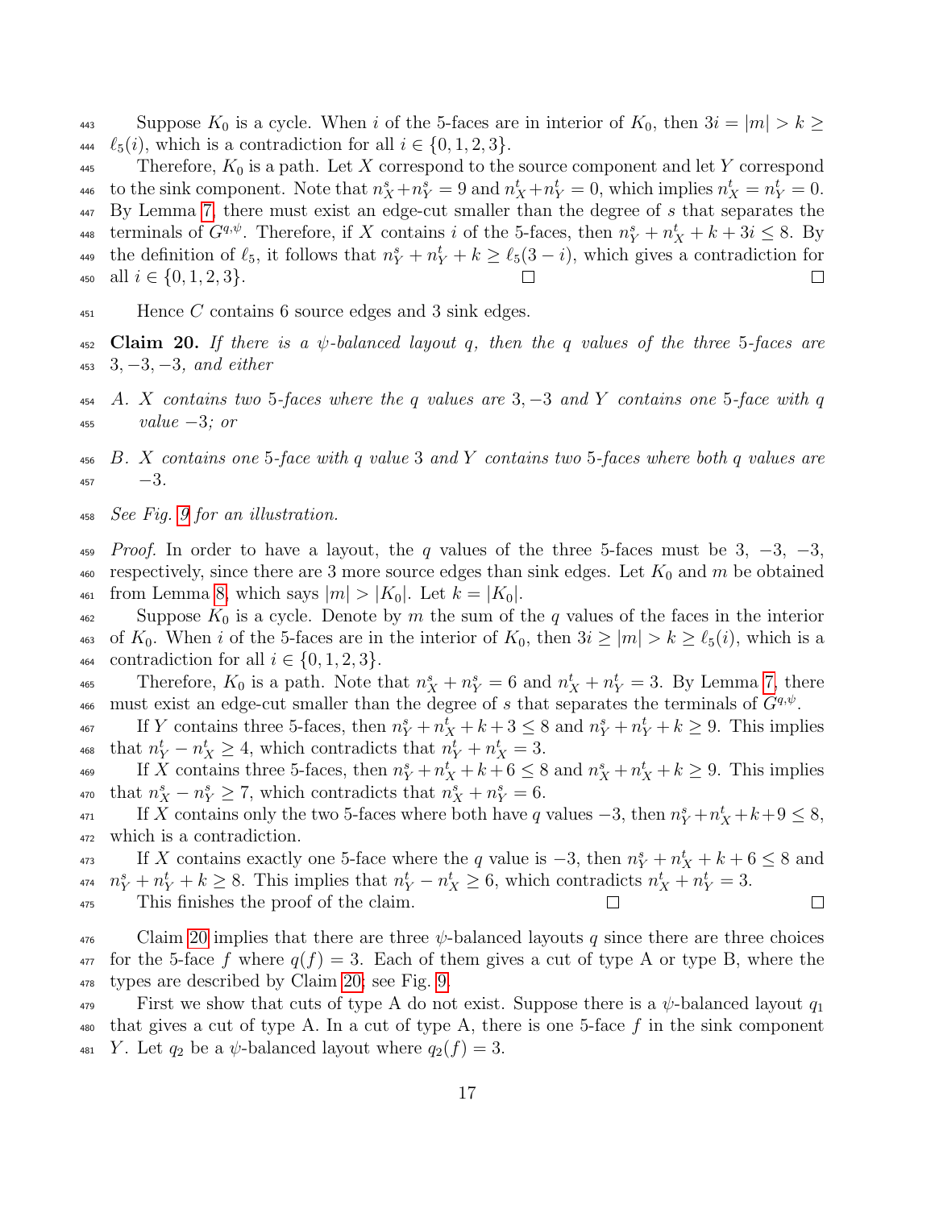Suppose $K_0$ is a cycle. When $i$ of the 5-faces are in interior of $K_0$, then $3i = |m| > k \geq \ell_5(i)$, which is a contradiction for all $i \in \{0, 1, 2, 3\}$.

Therefore, $K_0$ is a path. Let $X$ correspond to the source component and let $Y$ correspond to the sink component. Note that $n^s_X + n^s_Y = 9$ and $n^t_X + n^t_Y = 0$, which implies $n^t_X = n^t_Y = 0$. By Lemma 7, there must exist an edge-cut smaller than the degree of $s$ that separates the terminals of $G^{q,\psi}$. Therefore, if $X$ contains $i$ of the 5-faces, then $n^s_Y + n^t_X + k + 3i \leq 8$. By the definition of $\ell_5$, it follows that $n^s_Y + n^t_Y + k \geq \ell_5(3 - i)$, which gives a contradiction for all $i \in \{0, 1, 2, 3\}$. □ □

Hence $C$ contains 6 source edges and 3 sink edges.

**Claim 20.** *If there is a $\psi$-balanced layout $q$, then the $q$ values of the three 5-faces are $3, -3, -3$, and either*

*A. $X$ contains two 5-faces where the $q$ values are $3, -3$ and $Y$ contains one 5-face with $q$ value $-3$; or*

*B. $X$ contains one 5-face with $q$ value 3 and $Y$ contains two 5-faces where both $q$ values are $-3$.*

*See Fig. 9 for an illustration.*

*Proof.* In order to have a layout, the $q$ values of the three 5-faces must be 3, $-3$, $-3$, respectively, since there are 3 more source edges than sink edges. Let $K_0$ and $m$ be obtained from Lemma 8, which says $|m| > |K_0|$. Let $k = |K_0|$.

Suppose $K_0$ is a cycle. Denote by $m$ the sum of the $q$ values of the faces in the interior of $K_0$. When $i$ of the 5-faces are in the interior of $K_0$, then $3i \geq |m| > k \geq \ell_5(i)$, which is a contradiction for all $i \in \{0, 1, 2, 3\}$.

Therefore, $K_0$ is a path. Note that $n^s_X + n^s_Y = 6$ and $n^t_X + n^t_Y = 3$. By Lemma 7, there must exist an edge-cut smaller than the degree of $s$ that separates the terminals of $G^{q,\psi}$.

If $Y$ contains three 5-faces, then $n^s_Y + n^t_X + k + 3 \leq 8$ and $n^s_Y + n^t_Y + k \geq 9$. This implies that $n^t_Y - n^t_X \geq 4$, which contradicts that $n^t_Y + n^t_X = 3$.

If $X$ contains three 5-faces, then $n^s_Y + n^t_X + k + 6 \leq 8$ and $n^s_X + n^t_X + k \geq 9$. This implies that $n^s_X - n^s_Y \geq 7$, which contradicts that $n^s_X + n^s_Y = 6$.

If $X$ contains only the two 5-faces where both have $q$ values $-3$, then $n^s_Y + n^t_X + k + 9 \leq 8$, which is a contradiction.

If $X$ contains exactly one 5-face where the $q$ value is $-3$, then $n^s_Y + n^t_X + k + 6 \leq 8$ and $n^s_Y + n^t_Y + k \geq 8$. This implies that $n^t_Y - n^t_X \geq 6$, which contradicts $n^t_X + n^t_Y = 3$.

This finishes the proof of the claim. □ □

Claim 20 implies that there are three $\psi$-balanced layouts $q$ since there are three choices for the 5-face $f$ where $q(f) = 3$. Each of them gives a cut of type A or type B, where the types are described by Claim 20; see Fig. 9.

First we show that cuts of type A do not exist. Suppose there is a $\psi$-balanced layout $q_1$ that gives a cut of type A. In a cut of type A, there is one 5-face $f$ in the sink component $Y$. Let $q_2$ be a $\psi$-balanced layout where $q_2(f) = 3$.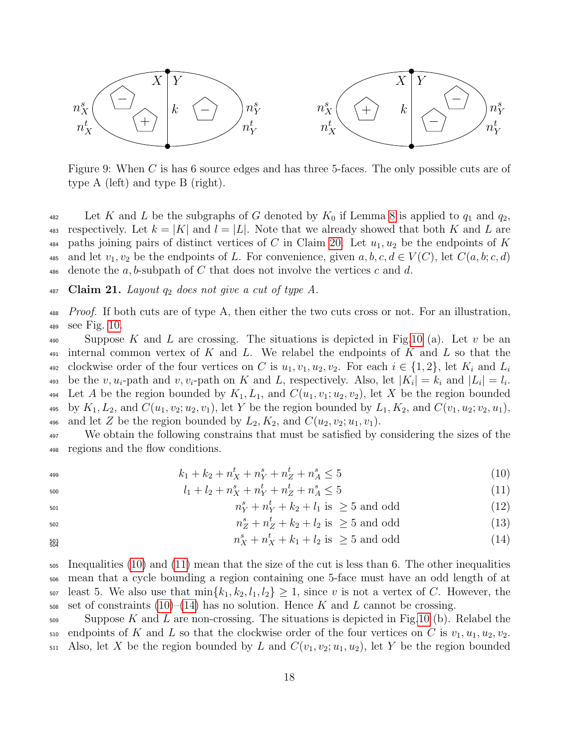Figure 9: When $C$ is has 6 source edges and has three 5-faces. The only possible cuts are of type A (left) and type B (right).

Let $K$ and $L$ be the subgraphs of $G$ denoted by $K_0$ if Lemma 8 is applied to $q_1$ and $q_2$, respectively. Let $k = |K|$ and $l = |L|$. Note that we already showed that both $K$ and $L$ are paths joining pairs of distinct vertices of $C$ in Claim 20. Let $u_1, u_2$ be the endpoints of $K$ and let $v_1, v_2$ be the endpoints of $L$. For convenience, given $a, b, c, d \in V(C)$, let $C(a, b; c, d)$ denote the $a, b$-subpath of $C$ that does not involve the vertices $c$ and $d$.

**Claim 21.** *Layout $q_2$ does not give a cut of type A.*

*Proof.* If both cuts are of type A, then either the two cuts cross or not. For an illustration, see Fig. 10.

Suppose $K$ and $L$ are crossing. The situations is depicted in Fig.10 (a). Let $v$ be an internal common vertex of $K$ and $L$. We relabel the endpoints of $K$ and $L$ so that the clockwise order of the four vertices on $C$ is $u_1, v_1, u_2, v_2$. For each $i \in \{1, 2\}$, let $K_i$ and $L_i$ be the $v, u_i$-path and $v, v_i$-path on $K$ and $L$, respectively. Also, let $|K_i| = k_i$ and $|L_i| = l_i$. Let $A$ be the region bounded by $K_1, L_1$, and $C(u_1, v_1; u_2, v_2)$, let $X$ be the region bounded by $K_1, L_2$, and $C(u_1, v_2; u_2, v_1)$, let $Y$ be the region bounded by $L_1, K_2$, and $C(v_1, u_2; v_2, u_1)$, and let $Z$ be the region bounded by $L_2, K_2$, and $C(u_2, v_2; u_1, v_1)$.

We obtain the following constrains that must be satisfied by considering the sizes of the regions and the flow conditions.

$$k_1 + k_2 + n^t_X + n^s_Y + n^t_Z + n^s_A \le 5 \tag{10}$$

$$l_1 + l_2 + n^s_X + n^t_Y + n^t_Z + n^s_A \le 5 \tag{11}$$

$$n^s_Y + n^t_Y + k_2 + l_1 \text{ is } \ge 5 \text{ and odd} \tag{12}$$

$$n^s_Z + n^t_Z + k_2 + l_2 \text{ is } \ge 5 \text{ and odd} \tag{13}$$

$$n^s_X + n^t_X + k_1 + l_2 \text{ is } \ge 5 \text{ and odd} \tag{14}$$

Inequalities (10) and (11) mean that the size of the cut is less than 6. The other inequalities mean that a cycle bounding a region containing one 5-face must have an odd length of at least 5. We also use that $\min\{k_1, k_2, l_1, l_2\} \ge 1$, since $v$ is not a vertex of $C$. However, the set of constraints (10)–(14) has no solution. Hence $K$ and $L$ cannot be crossing.

Suppose $K$ and $L$ are non-crossing. The situations is depicted in Fig.10 (b). Relabel the endpoints of $K$ and $L$ so that the clockwise order of the four vertices on $C$ is $v_1, u_1, u_2, v_2$. Also, let $X$ be the region bounded by $L$ and $C(v_1, v_2; u_1, u_2)$, let $Y$ be the region bounded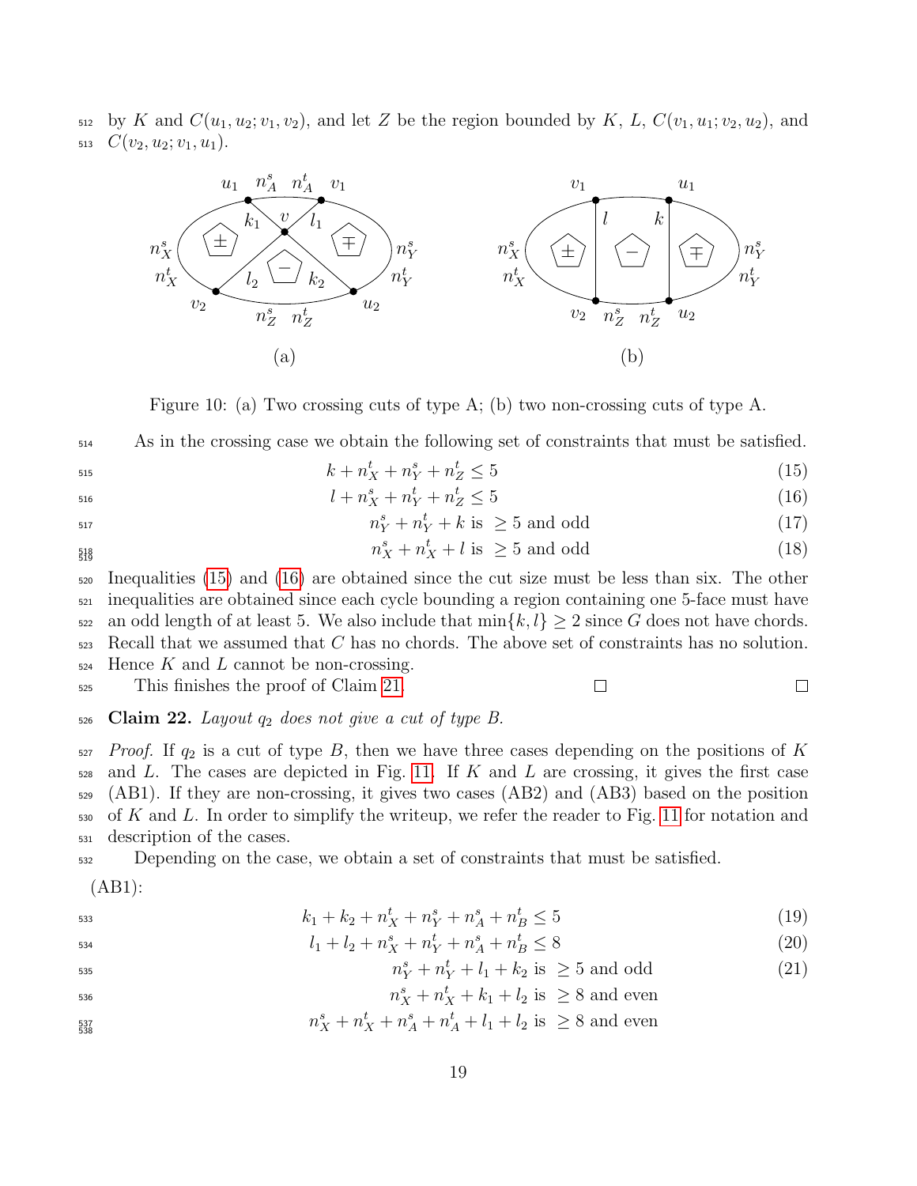by $K$ and $C(u_1, u_2; v_1, v_2)$, and let $Z$ be the region bounded by $K$, $L$, $C(v_1, u_1; v_2, u_2)$, and $C(v_2, u_2; v_1, u_1)$.

Figure 10: (a) Two crossing cuts of type A; (b) two non-crossing cuts of type A.

As in the crossing case we obtain the following set of constraints that must be satisfied.

$$k + n_X^t + n_Y^s + n_Z^t \leq 5 \tag{15}$$

$$l + n_X^s + n_Y^t + n_Z^t \leq 5 \tag{16}$$

$$n_Y^s + n_Y^t + k \text{ is } \geq 5 \text{ and odd} \tag{17}$$

$$n_X^s + n_X^t + l \text{ is } \geq 5 \text{ and odd} \tag{18}$$

Inequalities (15) and (16) are obtained since the cut size must be less than six. The other inequalities are obtained since each cycle bounding a region containing one 5-face must have an odd length of at least 5. We also include that $\min\{k, l\} \geq 2$ since $G$ does not have chords. Recall that we assumed that $C$ has no chords. The above set of constraints has no solution. Hence $K$ and $L$ cannot be non-crossing.

This finishes the proof of Claim 21. □ □

**Claim 22.** *Layout $q_2$ does not give a cut of type B.*

*Proof.* If $q_2$ is a cut of type $B$, then we have three cases depending on the positions of $K$ and $L$. The cases are depicted in Fig. 11. If $K$ and $L$ are crossing, it gives the first case (AB1). If they are non-crossing, it gives two cases (AB2) and (AB3) based on the position of $K$ and $L$. In order to simplify the writeup, we refer the reader to Fig. 11 for notation and description of the cases.

Depending on the case, we obtain a set of constraints that must be satisfied.

(AB1):

$$k_1 + k_2 + n_X^t + n_Y^s + n_A^s + n_B^t \leq 5 \tag{19}$$

$$l_1 + l_2 + n_X^s + n_Y^t + n_A^s + n_B^t \leq 8 \tag{20}$$

$$n_Y^s + n_Y^t + l_1 + k_2 \text{ is } \geq 5 \text{ and odd} \tag{21}$$

$$n_X^s + n_X^t + k_1 + l_2 \text{ is } \geq 8 \text{ and even}$$

$$n_X^s + n_X^t + n_A^s + n_A^t + l_1 + l_2 \text{ is } \geq 8 \text{ and even}$$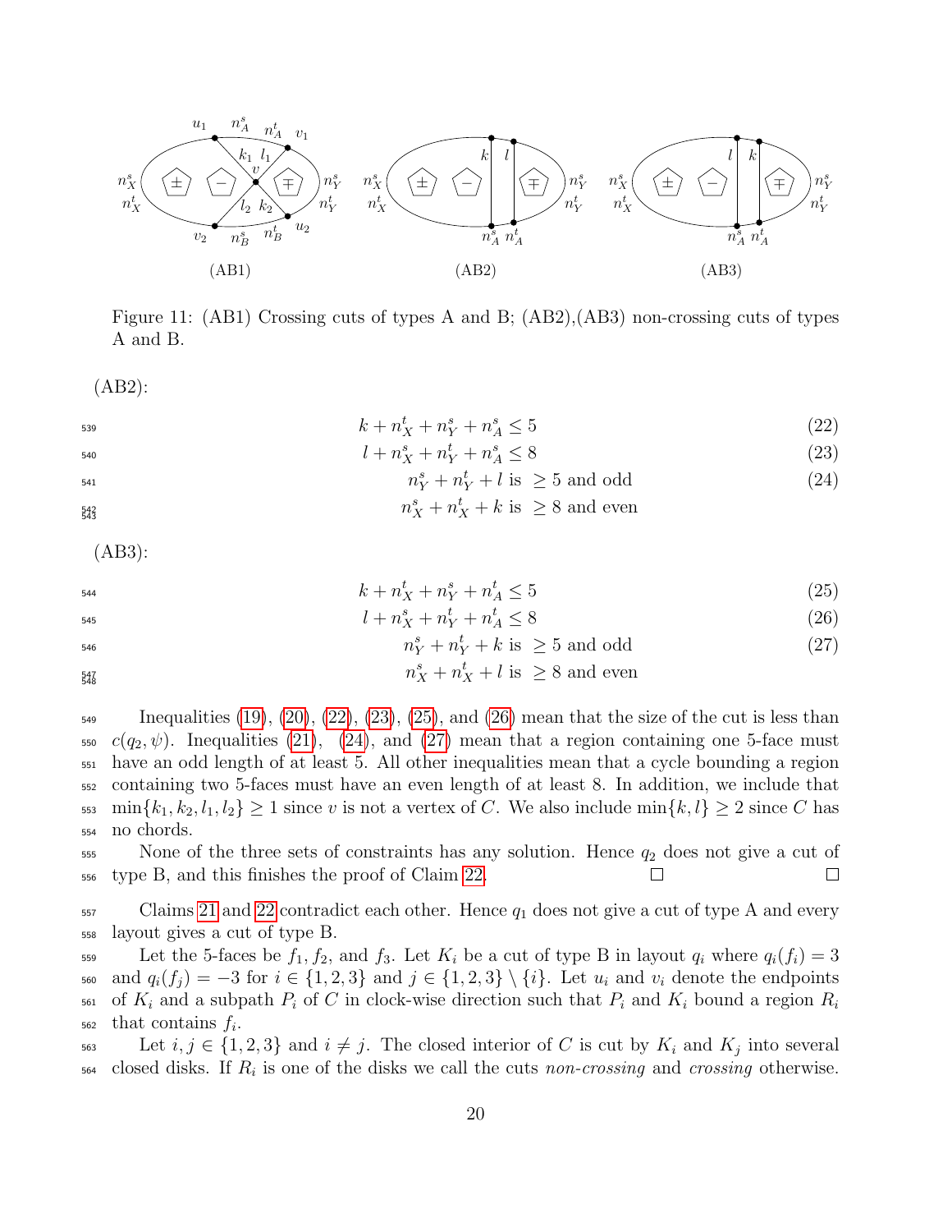Figure 11: (AB1) Crossing cuts of types A and B; (AB2),(AB3) non-crossing cuts of types A and B.

(AB2):

$$k + n_X^t + n_Y^s + n_A^s \leq 5 \tag{22}$$

$$l + n_X^s + n_Y^t + n_A^s \leq 8 \tag{23}$$

$$n_Y^s + n_Y^t + l \text{ is } \geq 5 \text{ and odd} \tag{24}$$

$$n_X^s + n_X^t + k \text{ is } \geq 8 \text{ and even}$$

(AB3):

$$k + n_X^t + n_Y^s + n_A^t \leq 5 \tag{25}$$

$$l + n_X^s + n_Y^t + n_A^t \leq 8 \tag{26}$$

$$n_Y^s + n_Y^t + k \text{ is } \geq 5 \text{ and odd} \tag{27}$$

$$n_X^s + n_X^t + l \text{ is } \geq 8 \text{ and even}$$

Inequalities (19), (20), (22), (23), (25), and (26) mean that the size of the cut is less than $c(q_2, \psi)$. Inequalities (21), (24), and (27) mean that a region containing one 5-face must have an odd length of at least 5. All other inequalities mean that a cycle bounding a region containing two 5-faces must have an even length of at least 8. In addition, we include that $\min\{k_1, k_2, l_1, l_2\} \geq 1$ since $v$ is not a vertex of $C$. We also include $\min\{k, l\} \geq 2$ since $C$ has no chords.

None of the three sets of constraints has any solution. Hence $q_2$ does not give a cut of type B, and this finishes the proof of Claim 22. □ □

Claims 21 and 22 contradict each other. Hence $q_1$ does not give a cut of type A and every layout gives a cut of type B.

Let the 5-faces be $f_1, f_2$, and $f_3$. Let $K_i$ be a cut of type B in layout $q_i$ where $q_i(f_i) = 3$ and $q_i(f_j) = -3$ for $i \in \{1, 2, 3\}$ and $j \in \{1, 2, 3\} \setminus \{i\}$. Let $u_i$ and $v_i$ denote the endpoints of $K_i$ and a subpath $P_i$ of $C$ in clock-wise direction such that $P_i$ and $K_i$ bound a region $R_i$ that contains $f_i$.

Let $i, j \in \{1, 2, 3\}$ and $i \neq j$. The closed interior of $C$ is cut by $K_i$ and $K_j$ into several closed disks. If $R_i$ is one of the disks we call the cuts *non-crossing* and *crossing* otherwise.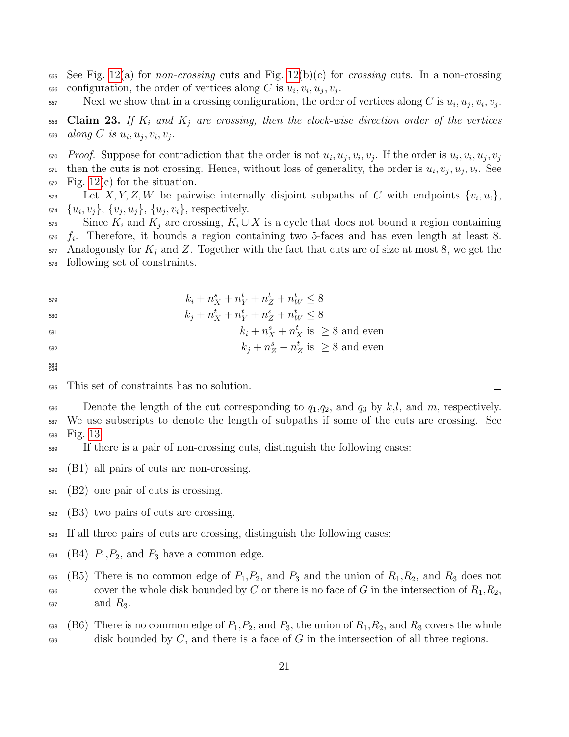See Fig. 12(a) for *non-crossing* cuts and Fig. 12(b)(c) for *crossing* cuts. In a non-crossing configuration, the order of vertices along $C$ is $u_i, v_i, u_j, v_j$.

Next we show that in a crossing configuration, the order of vertices along $C$ is $u_i, u_j, v_i, v_j$.

**Claim 23.** *If $K_i$ and $K_j$ are crossing, then the clock-wise direction order of the vertices along $C$ is $u_i, u_j, v_i, v_j$.*

*Proof.* Suppose for contradiction that the order is not $u_i, u_j, v_i, v_j$. If the order is $u_i, v_i, u_j, v_j$ then the cuts is not crossing. Hence, without loss of generality, the order is $u_i, v_j, u_j, v_i$. See Fig. 12(c) for the situation.

Let $X, Y, Z, W$ be pairwise internally disjoint subpaths of $C$ with endpoints $\{v_i, u_i\}$, $\{u_i, v_j\}$, $\{v_j, u_j\}$, $\{u_j, v_i\}$, respectively.

Since $K_i$ and $K_j$ are crossing, $K_i \cup X$ is a cycle that does not bound a region containing $f_i$. Therefore, it bounds a region containing two 5-faces and has even length at least 8. Analogously for $K_j$ and $Z$. Together with the fact that cuts are of size at most 8, we get the following set of constraints.

$$
\begin{aligned}
k_i + n^s_X + n^t_Y + n^t_Z + n^t_W &\leq 8 \\
k_j + n^t_X + n^t_Y + n^s_Z + n^t_W &\leq 8 \\
k_i + n^s_X + n^t_X &\text{ is } \geq 8 \text{ and even} \\
k_j + n^s_Z + n^t_Z &\text{ is } \geq 8 \text{ and even}
\end{aligned}
$$

This set of constraints has no solution. ◻

Denote the length of the cut corresponding to $q_1$, $q_2$, and $q_3$ by $k$, $l$, and $m$, respectively. We use subscripts to denote the length of subpaths if some of the cuts are crossing. See Fig. 13.

If there is a pair of non-crossing cuts, distinguish the following cases:

(B1) all pairs of cuts are non-crossing.

(B2) one pair of cuts is crossing.

(B3) two pairs of cuts are crossing.

If all three pairs of cuts are crossing, distinguish the following cases:

(B4) $P_1$, $P_2$, and $P_3$ have a common edge.

(B5) There is no common edge of $P_1$, $P_2$, and $P_3$ and the union of $R_1$, $R_2$, and $R_3$ does not cover the whole disk bounded by $C$ or there is no face of $G$ in the intersection of $R_1$, $R_2$, and $R_3$.

(B6) There is no common edge of $P_1$, $P_2$, and $P_3$, the union of $R_1$, $R_2$, and $R_3$ covers the whole disk bounded by $C$, and there is a face of $G$ in the intersection of all three regions.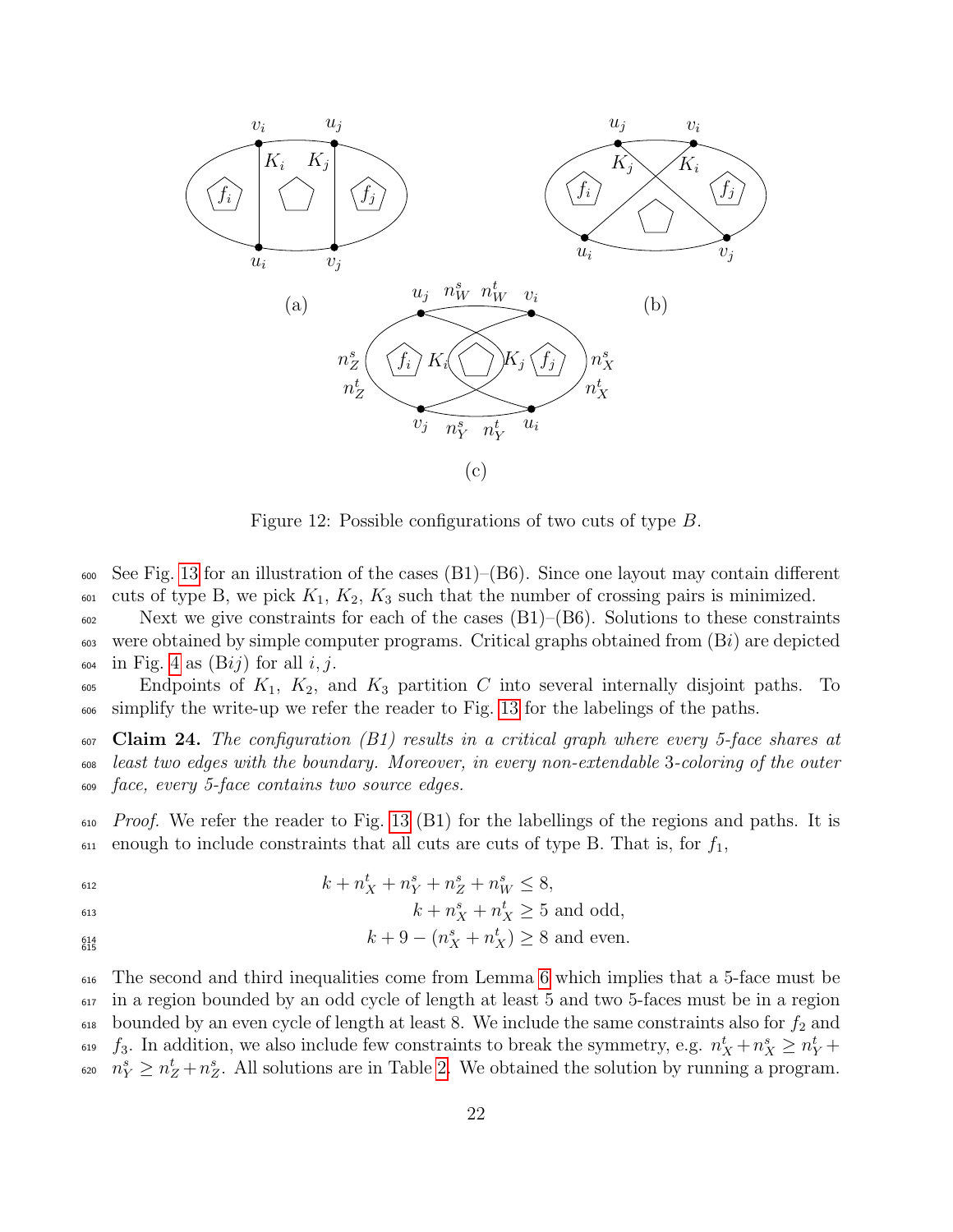Figure 12: Possible configurations of two cuts of type $B$.

See Fig. 13 for an illustration of the cases (B1)–(B6). Since one layout may contain different cuts of type B, we pick $K_1$, $K_2$, $K_3$ such that the number of crossing pairs is minimized.

Next we give constraints for each of the cases (B1)–(B6). Solutions to these constraints were obtained by simple computer programs. Critical graphs obtained from (B$i$) are depicted in Fig. 4 as (B$ij$) for all $i, j$.

Endpoints of $K_1$, $K_2$, and $K_3$ partition $C$ into several internally disjoint paths. To simplify the write-up we refer the reader to Fig. 13 for the labelings of the paths.

**Claim 24.** *The configuration (B1) results in a critical graph where every 5-face shares at least two edges with the boundary. Moreover, in every non-extendable 3-coloring of the outer face, every 5-face contains two source edges.*

*Proof.* We refer the reader to Fig. 13 (B1) for the labellings of the regions and paths. It is enough to include constraints that all cuts are cuts of type B. That is, for $f_1$,

$$k + n_X^t + n_Y^s + n_Z^s + n_W^s \leq 8,$$

$$k + n_X^s + n_X^t \geq 5 \text{ and odd},$$

$$k + 9 - (n_X^s + n_X^t) \geq 8 \text{ and even}.$$

The second and third inequalities come from Lemma 6 which implies that a 5-face must be in a region bounded by an odd cycle of length at least 5 and two 5-faces must be in a region bounded by an even cycle of length at least 8. We include the same constraints also for $f_2$ and $f_3$. In addition, we also include few constraints to break the symmetry, e.g. $n_X^t + n_X^s \geq n_Y^t + n_Y^s \geq n_Z^t + n_Z^s$. All solutions are in Table 2. We obtained the solution by running a program.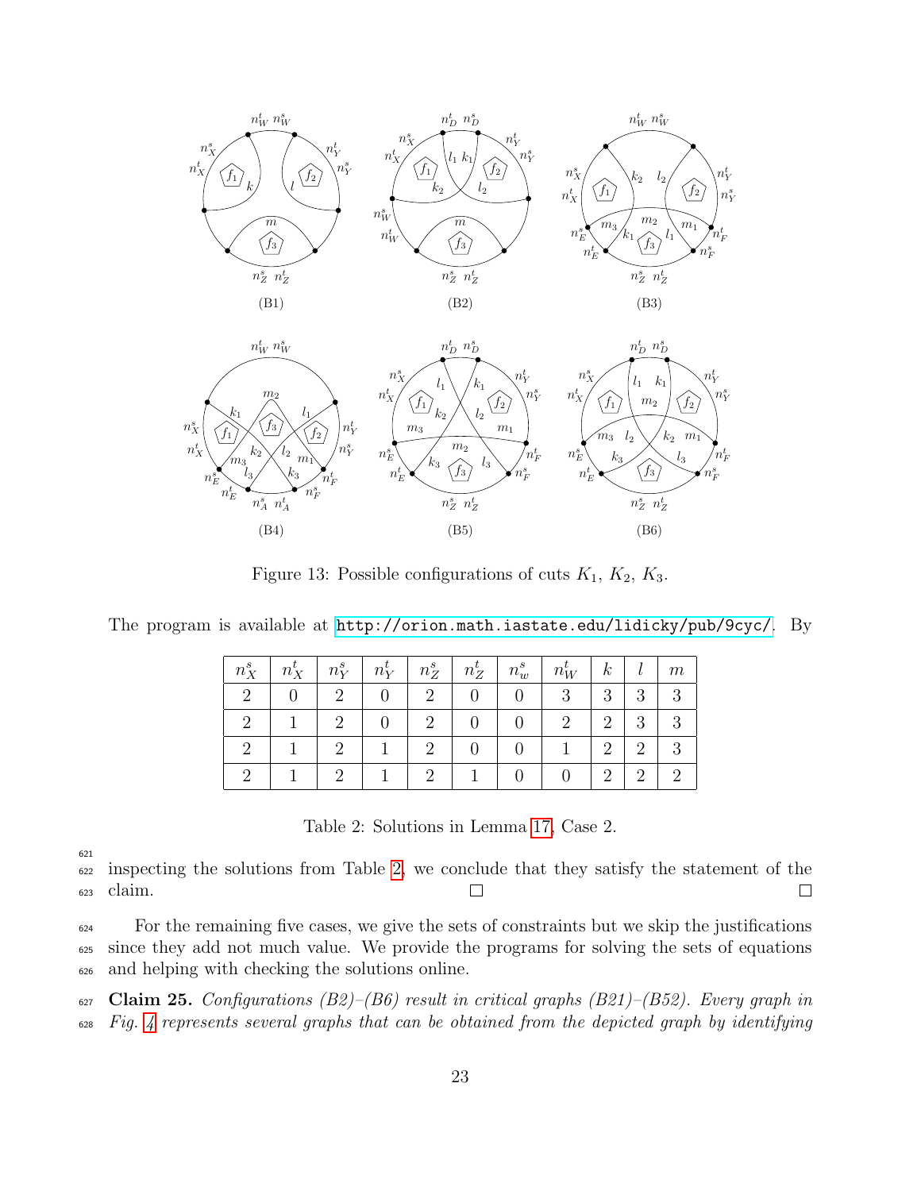Figure 13: Possible configurations of cuts $K_1$, $K_2$, $K_3$.

The program is available at http://orion.math.iastate.edu/lidicky/pub/9cyc/. By inspecting the solutions from Table 2, we conclude that they satisfy the statement of the claim. □ □

| $n_X^s$ | $n_X^t$ | $n_Y^s$ | $n_Y^t$ | $n_Z^s$ | $n_Z^t$ | $n_w^s$ | $n_W^t$ | $k$ | $l$ | $m$ |
|---|---|---|---|---|---|---|---|---|---|---|
| 2 | 0 | 2 | 0 | 2 | 0 | 0 | 3 | 3 | 3 | 3 |
| 2 | 1 | 2 | 0 | 2 | 0 | 0 | 2 | 2 | 3 | 3 |
| 2 | 1 | 2 | 1 | 2 | 0 | 0 | 1 | 2 | 2 | 3 |
| 2 | 1 | 2 | 1 | 2 | 1 | 0 | 0 | 2 | 2 | 2 |

Table 2: Solutions in Lemma 17, Case 2.

For the remaining five cases, we give the sets of constraints but we skip the justifications since they add not much value. We provide the programs for solving the sets of equations and helping with checking the solutions online.

**Claim 25.** *Configurations (B2)–(B6) result in critical graphs (B21)–(B52). Every graph in Fig. 4 represents several graphs that can be obtained from the depicted graph by identifying*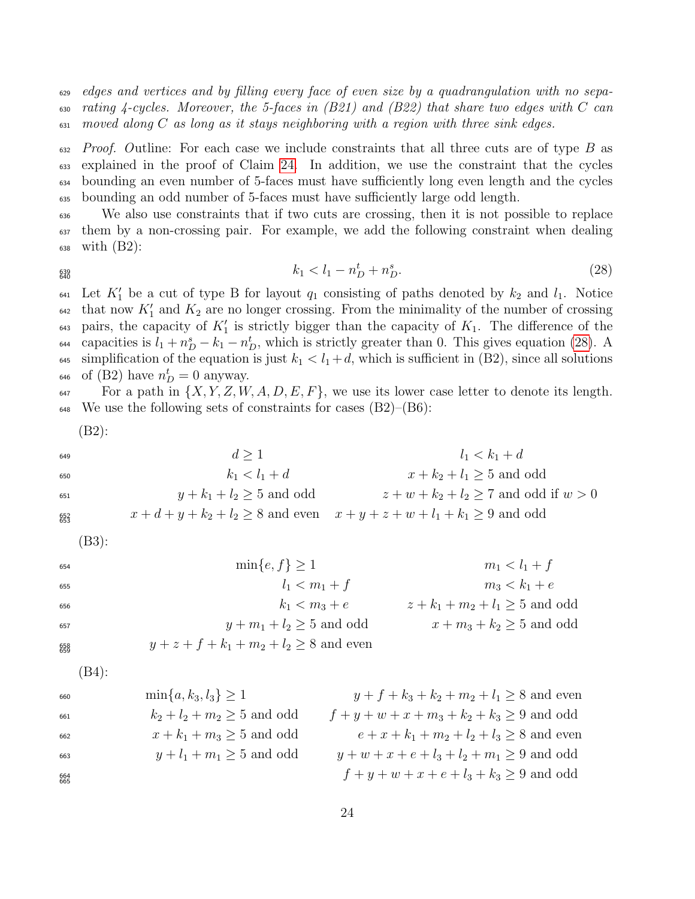*edges and vertices and by filling every face of even size by a quadrangulation with no separating 4-cycles. Moreover, the 5-faces in (B21) and (B22) that share two edges with $C$ can moved along $C$ as long as it stays neighboring with a region with three sink edges.*

*Proof.* Outline: For each case we include constraints that all three cuts are of type $B$ as explained in the proof of Claim 24. In addition, we use the constraint that the cycles bounding an even number of 5-faces must have sufficiently long even length and the cycles bounding an odd number of 5-faces must have sufficiently large odd length.

We also use constraints that if two cuts are crossing, then it is not possible to replace them by a non-crossing pair. For example, we add the following constraint when dealing with (B2):

$$k_1 < l_1 - n_D^t + n_D^s. \tag{28}$$

Let $K_1'$ be a cut of type B for layout $q_1$ consisting of paths denoted by $k_2$ and $l_1$. Notice that now $K_1'$ and $K_2$ are no longer crossing. From the minimality of the number of crossing pairs, the capacity of $K_1'$ is strictly bigger than the capacity of $K_1$. The difference of the capacities is $l_1 + n_D^s - k_1 - n_D^t$, which is strictly greater than 0. This gives equation (28). A simplification of the equation is just $k_1 < l_1 + d$, which is sufficient in (B2), since all solutions of (B2) have $n_D^t = 0$ anyway.

For a path in $\{X, Y, Z, W, A, D, E, F\}$, we use its lower case letter to denote its length. We use the following sets of constraints for cases (B2)–(B6):

(B2):

$$d \geq 1 \qquad l_1 < k_1 + d$$
$$k_1 < l_1 + d \qquad x + k_2 + l_1 \geq 5 \text{ and odd}$$
$$y + k_1 + l_2 \geq 5 \text{ and odd} \qquad z + w + k_2 + l_2 \geq 7 \text{ and odd if } w > 0$$
$$x + d + y + k_2 + l_2 \geq 8 \text{ and even} \qquad x + y + z + w + l_1 + k_1 \geq 9 \text{ and odd}$$

(B3):

$$\min\{e, f\} \geq 1 \qquad m_1 < l_1 + f$$
$$l_1 < m_1 + f \qquad m_3 < k_1 + e$$
$$k_1 < m_3 + e \qquad z + k_1 + m_2 + l_1 \geq 5 \text{ and odd}$$
$$y + m_1 + l_2 \geq 5 \text{ and odd} \qquad x + m_3 + k_2 \geq 5 \text{ and odd}$$
$$y + z + f + k_1 + m_2 + l_2 \geq 8 \text{ and even}$$

(B4):

$$\min\{a, k_3, l_3\} \geq 1 \qquad y + f + k_3 + k_2 + m_2 + l_1 \geq 8 \text{ and even}$$
$$k_2 + l_2 + m_2 \geq 5 \text{ and odd} \qquad f + y + w + x + m_3 + k_2 + k_3 \geq 9 \text{ and odd}$$
$$x + k_1 + m_3 \geq 5 \text{ and odd} \qquad e + x + k_1 + m_2 + l_2 + l_3 \geq 8 \text{ and even}$$
$$y + l_1 + m_1 \geq 5 \text{ and odd} \qquad y + w + x + e + l_3 + l_2 + m_1 \geq 9 \text{ and odd}$$
$$f + y + w + x + e + l_3 + k_3 \geq 9 \text{ and odd}$$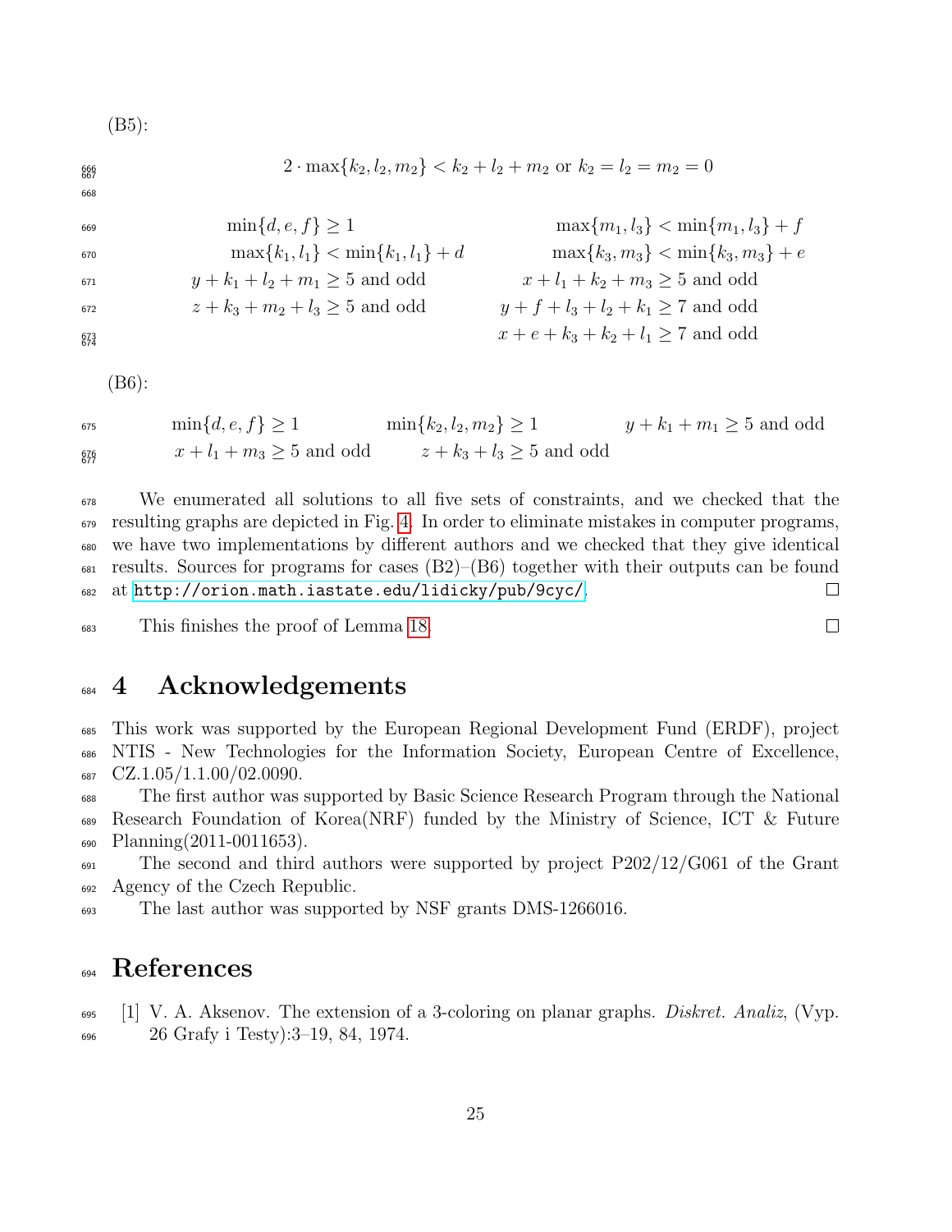(B5):

$$2 \cdot \max\{k_2, l_2, m_2\} < k_2 + l_2 + m_2 \text{ or } k_2 = l_2 = m_2 = 0$$

$$\begin{array}{ll}
\min\{d, e, f\} \geq 1 & \max\{m_1, l_3\} < \min\{m_1, l_3\} + f \\
\max\{k_1, l_1\} < \min\{k_1, l_1\} + d & \max\{k_3, m_3\} < \min\{k_3, m_3\} + e \\
y + k_1 + l_2 + m_1 \geq 5 \text{ and odd} & x + l_1 + k_2 + m_3 \geq 5 \text{ and odd} \\
z + k_3 + m_2 + l_3 \geq 5 \text{ and odd} & y + f + l_3 + l_2 + k_1 \geq 7 \text{ and odd} \\
 & x + e + k_3 + k_2 + l_1 \geq 7 \text{ and odd}
\end{array}$$

(B6):

$$\begin{array}{lll}
\min\{d, e, f\} \geq 1 & \min\{k_2, l_2, m_2\} \geq 1 & y + k_1 + m_1 \geq 5 \text{ and odd} \\
x + l_1 + m_3 \geq 5 \text{ and odd} & z + k_3 + l_3 \geq 5 \text{ and odd} &
\end{array}$$

We enumerated all solutions to all five sets of constraints, and we checked that the resulting graphs are depicted in Fig. 4. In order to eliminate mistakes in computer programs, we have two implementations by different authors and we checked that they give identical results. Sources for programs for cases (B2)–(B6) together with their outputs can be found at http://orion.math.iastate.edu/lidicky/pub/9cyc/. □

This finishes the proof of Lemma 18. □

# 4 Acknowledgements

This work was supported by the European Regional Development Fund (ERDF), project NTIS - New Technologies for the Information Society, European Centre of Excellence, CZ.1.05/1.1.00/02.0090.

The first author was supported by Basic Science Research Program through the National Research Foundation of Korea(NRF) funded by the Ministry of Science, ICT & Future Planning(2011-0011653).

The second and third authors were supported by project P202/12/G061 of the Grant Agency of the Czech Republic.

The last author was supported by NSF grants DMS-1266016.

# References

[1] V. A. Aksenov. The extension of a 3-coloring on planar graphs. *Diskret. Analiz*, (Vyp. 26 Grafy i Testy):3–19, 84, 1974.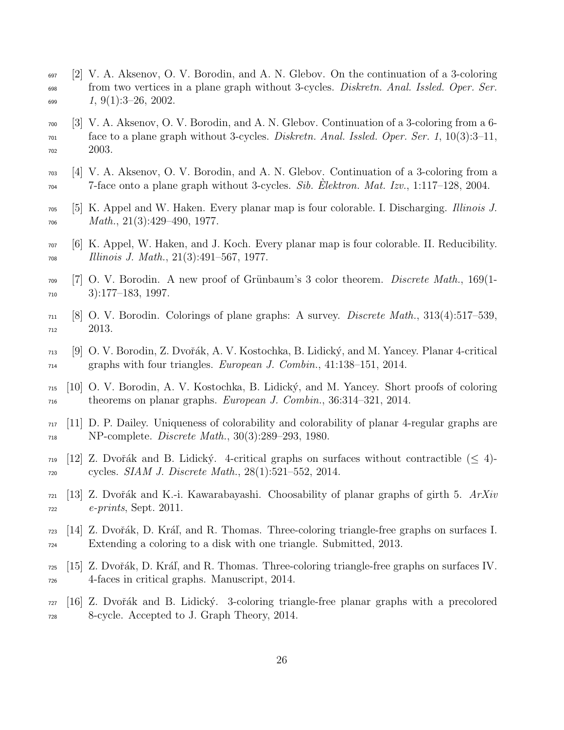[2] V. A. Aksenov, O. V. Borodin, and A. N. Glebov. On the continuation of a 3-coloring from two vertices in a plane graph without 3-cycles. *Diskretn. Anal. Issled. Oper. Ser. 1*, 9(1):3–26, 2002.

[3] V. A. Aksenov, O. V. Borodin, and A. N. Glebov. Continuation of a 3-coloring from a 6-face to a plane graph without 3-cycles. *Diskretn. Anal. Issled. Oper. Ser. 1*, 10(3):3–11, 2003.

[4] V. A. Aksenov, O. V. Borodin, and A. N. Glebov. Continuation of a 3-coloring from a 7-face onto a plane graph without 3-cycles. *Sib. Èlektron. Mat. Izv.*, 1:117–128, 2004.

[5] K. Appel and W. Haken. Every planar map is four colorable. I. Discharging. *Illinois J. Math.*, 21(3):429–490, 1977.

[6] K. Appel, W. Haken, and J. Koch. Every planar map is four colorable. II. Reducibility. *Illinois J. Math.*, 21(3):491–567, 1977.

[7] O. V. Borodin. A new proof of Grünbaum's 3 color theorem. *Discrete Math.*, 169(1-3):177–183, 1997.

[8] O. V. Borodin. Colorings of plane graphs: A survey. *Discrete Math.*, 313(4):517–539, 2013.

[9] O. V. Borodin, Z. Dvořák, A. V. Kostochka, B. Lidický, and M. Yancey. Planar 4-critical graphs with four triangles. *European J. Combin.*, 41:138–151, 2014.

[10] O. V. Borodin, A. V. Kostochka, B. Lidický, and M. Yancey. Short proofs of coloring theorems on planar graphs. *European J. Combin.*, 36:314–321, 2014.

[11] D. P. Dailey. Uniqueness of colorability and colorability of planar 4-regular graphs are NP-complete. *Discrete Math.*, 30(3):289–293, 1980.

[12] Z. Dvořák and B. Lidický. 4-critical graphs on surfaces without contractible ($\leq 4$)-cycles. *SIAM J. Discrete Math.*, 28(1):521–552, 2014.

[13] Z. Dvořák and K.-i. Kawarabayashi. Choosability of planar graphs of girth 5. *ArXiv e-prints*, Sept. 2011.

[14] Z. Dvořák, D. Kráľ, and R. Thomas. Three-coloring triangle-free graphs on surfaces I. Extending a coloring to a disk with one triangle. Submitted, 2013.

[15] Z. Dvořák, D. Kráľ, and R. Thomas. Three-coloring triangle-free graphs on surfaces IV. 4-faces in critical graphs. Manuscript, 2014.

[16] Z. Dvořák and B. Lidický. 3-coloring triangle-free planar graphs with a precolored 8-cycle. Accepted to J. Graph Theory, 2014.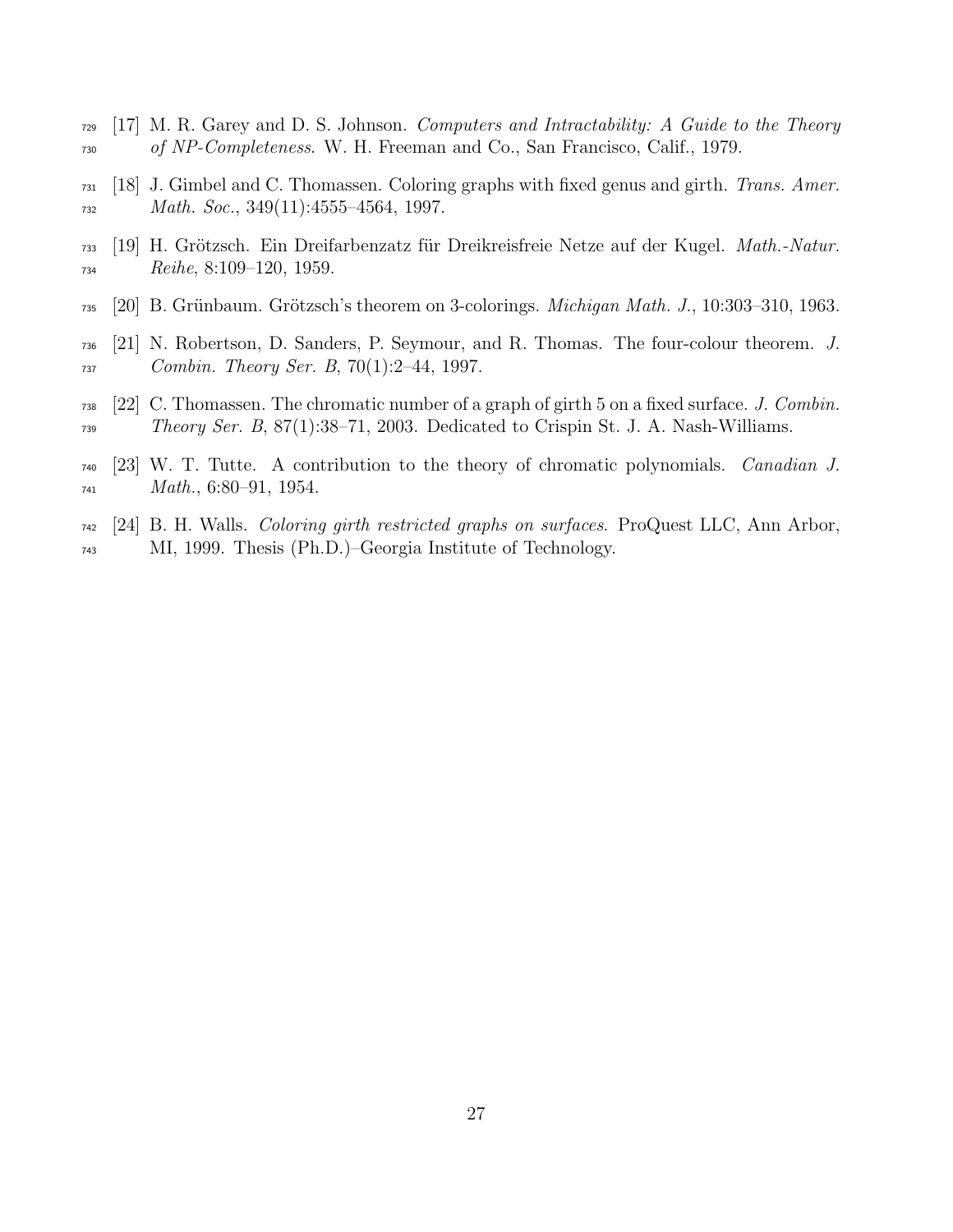[17] M. R. Garey and D. S. Johnson. *Computers and Intractability: A Guide to the Theory of NP-Completeness*. W. H. Freeman and Co., San Francisco, Calif., 1979.

[18] J. Gimbel and C. Thomassen. Coloring graphs with fixed genus and girth. *Trans. Amer. Math. Soc.*, 349(11):4555–4564, 1997.

[19] H. Grötzsch. Ein Dreifarbenzatz für Dreikreisfreie Netze auf der Kugel. *Math.-Natur. Reihe*, 8:109–120, 1959.

[20] B. Grünbaum. Grötzsch's theorem on 3-colorings. *Michigan Math. J.*, 10:303–310, 1963.

[21] N. Robertson, D. Sanders, P. Seymour, and R. Thomas. The four-colour theorem. *J. Combin. Theory Ser. B*, 70(1):2–44, 1997.

[22] C. Thomassen. The chromatic number of a graph of girth 5 on a fixed surface. *J. Combin. Theory Ser. B*, 87(1):38–71, 2003. Dedicated to Crispin St. J. A. Nash-Williams.

[23] W. T. Tutte. A contribution to the theory of chromatic polynomials. *Canadian J. Math.*, 6:80–91, 1954.

[24] B. H. Walls. *Coloring girth restricted graphs on surfaces*. ProQuest LLC, Ann Arbor, MI, 1999. Thesis (Ph.D.)–Georgia Institute of Technology.